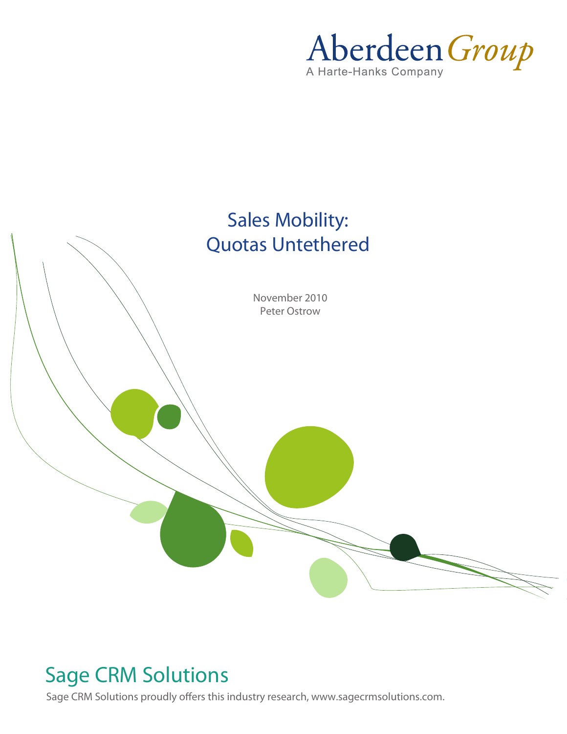Aberdeen Group

A Harte-Hanks Company

# Sales Mobility: Quotas Untethered

November 2010

Peter Ostrow

## Sage CRM Solutions

Sage CRM Solutions proudly offers this industry research, www.sagecrmsolutions.com.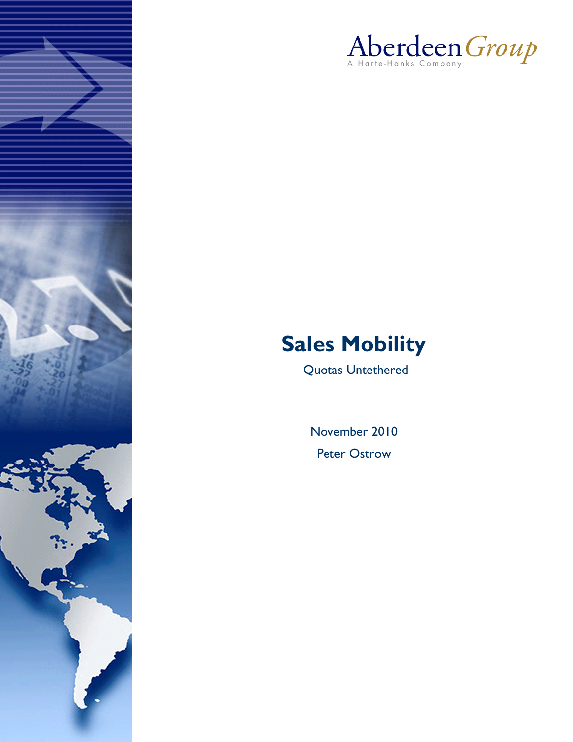AberdeenGroup

A Harte-Hanks Company

# Sales Mobility

Quotas Untethered

November 2010

Peter Ostrow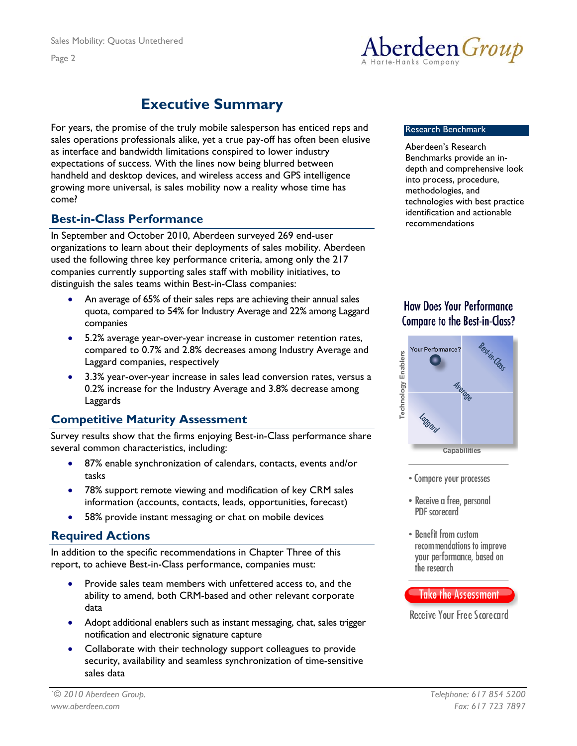# Executive Summary

For years, the promise of the truly mobile salesperson has enticed reps and sales operations professionals alike, yet a true pay-off has often been elusive as interface and bandwidth limitations conspired to lower industry expectations of success. With the lines now being blurred between handheld and desktop devices, and wireless access and GPS intelligence growing more universal, is sales mobility now a reality whose time has come?

## Best-in-Class Performance

In September and October 2010, Aberdeen surveyed 269 end-user organizations to learn about their deployments of sales mobility. Aberdeen used the following three key performance criteria, among only the 217 companies currently supporting sales staff with mobility initiatives, to distinguish the sales teams within Best-in-Class companies:

- An average of 65% of their sales reps are achieving their annual sales quota, compared to 54% for Industry Average and 22% among Laggard companies
- 5.2% average year-over-year increase in customer retention rates, compared to 0.7% and 2.8% decreases among Industry Average and Laggard companies, respectively
- 3.3% year-over-year increase in sales lead conversion rates, versus a 0.2% increase for the Industry Average and 3.8% decrease among Laggards

## Competitive Maturity Assessment

Survey results show that the firms enjoying Best-in-Class performance share several common characteristics, including:

- 87% enable synchronization of calendars, contacts, events and/or tasks
- 78% support remote viewing and modification of key CRM sales information (accounts, contacts, leads, opportunities, forecast)
- 58% provide instant messaging or chat on mobile devices

## Required Actions

In addition to the specific recommendations in Chapter Three of this report, to achieve Best-in-Class performance, companies must:

- Provide sales team members with unfettered access to, and the ability to amend, both CRM-based and other relevant corporate data
- Adopt additional enablers such as instant messaging, chat, sales trigger notification and electronic signature capture
- Collaborate with their technology support colleagues to provide security, availability and seamless synchronization of time-sensitive sales data

**Research Benchmark**

Aberdeen's Research Benchmarks provide an in-depth and comprehensive look into process, procedure, methodologies, and technologies with best practice identification and actionable recommendations

**How Does Your Performance Compare to the Best-in-Class?**

- Compare your processes
- Receive a free, personal PDF scorecard
- Benefit from custom recommendations to improve your performance, based on the research

Take the Assessment

Receive Your Free Scorecard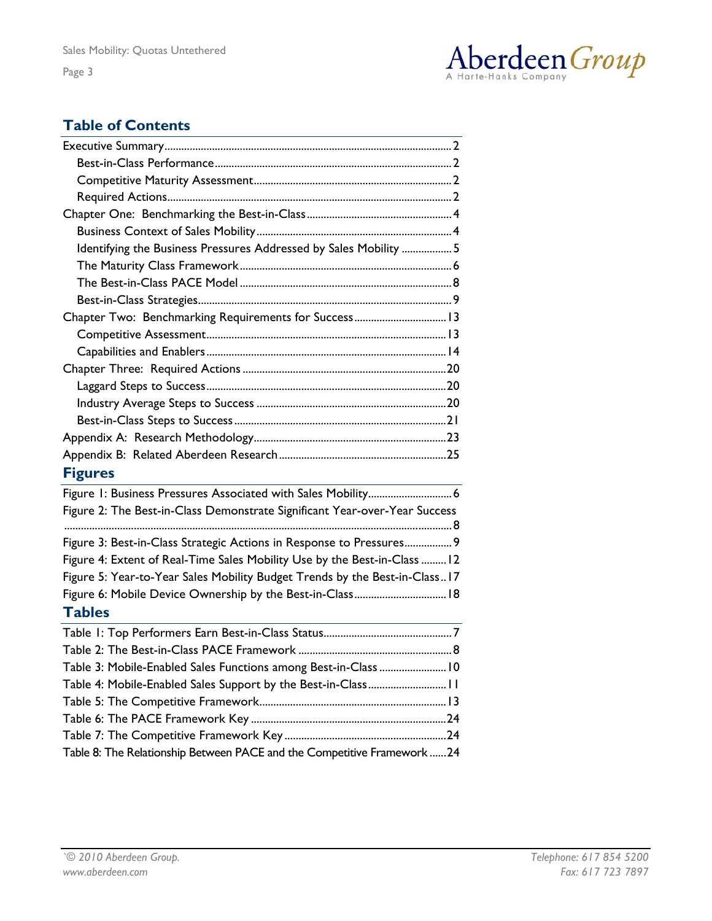## Table of Contents

- Executive Summary ..... 2
  - Best-in-Class Performance ..... 2
  - Competitive Maturity Assessment ..... 2
  - Required Actions ..... 2
- Chapter One: Benchmarking the Best-in-Class ..... 4
  - Business Context of Sales Mobility ..... 4
  - Identifying the Business Pressures Addressed by Sales Mobility ..... 5
  - The Maturity Class Framework ..... 6
  - The Best-in-Class PACE Model ..... 8
  - Best-in-Class Strategies ..... 9
- Chapter Two: Benchmarking Requirements for Success ..... 13
  - Competitive Assessment ..... 13
  - Capabilities and Enablers ..... 14
- Chapter Three: Required Actions ..... 20
  - Laggard Steps to Success ..... 20
  - Industry Average Steps to Success ..... 20
  - Best-in-Class Steps to Success ..... 21
- Appendix A: Research Methodology ..... 23
- Appendix B: Related Aberdeen Research ..... 25

## Figures

- Figure 1: Business Pressures Associated with Sales Mobility ..... 6
- Figure 2: The Best-in-Class Demonstrate Significant Year-over-Year Success ..... 8
- Figure 3: Best-in-Class Strategic Actions in Response to Pressures ..... 9
- Figure 4: Extent of Real-Time Sales Mobility Use by the Best-in-Class ..... 12
- Figure 5: Year-to-Year Sales Mobility Budget Trends by the Best-in-Class ..... 17
- Figure 6: Mobile Device Ownership by the Best-in-Class ..... 18

## Tables

- Table 1: Top Performers Earn Best-in-Class Status ..... 7
- Table 2: The Best-in-Class PACE Framework ..... 8
- Table 3: Mobile-Enabled Sales Functions among Best-in-Class ..... 10
- Table 4: Mobile-Enabled Sales Support by the Best-in-Class ..... 11
- Table 5: The Competitive Framework ..... 13
- Table 6: The PACE Framework Key ..... 24
- Table 7: The Competitive Framework Key ..... 24
- Table 8: The Relationship Between PACE and the Competitive Framework ..... 24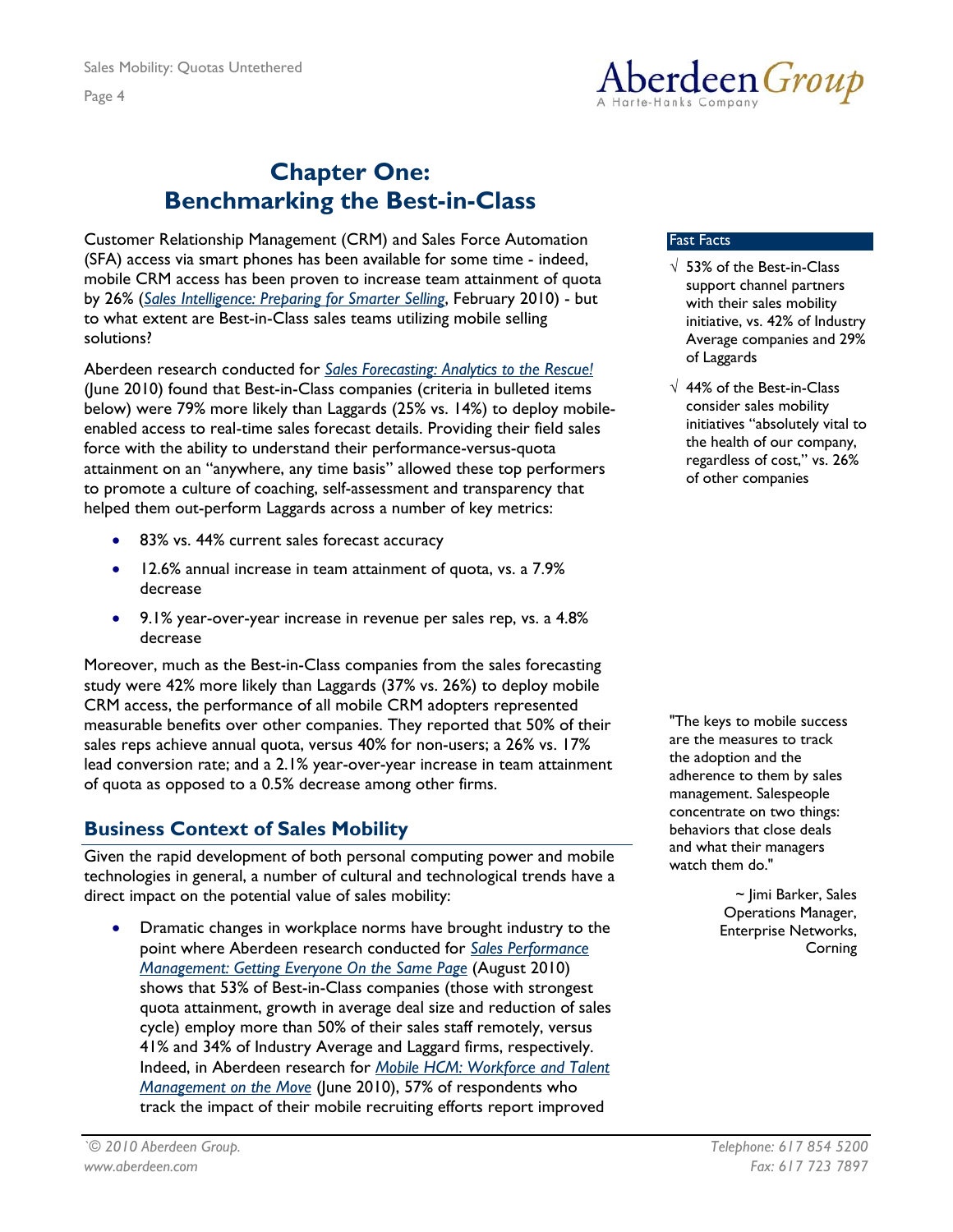# Chapter One: Benchmarking the Best-in-Class

Customer Relationship Management (CRM) and Sales Force Automation (SFA) access via smart phones has been available for some time - indeed, mobile CRM access has been proven to increase team attainment of quota by 26% (*Sales Intelligence: Preparing for Smarter Selling*, February 2010) - but to what extent are Best-in-Class sales teams utilizing mobile selling solutions?

Aberdeen research conducted for *Sales Forecasting: Analytics to the Rescue!* (June 2010) found that Best-in-Class companies (criteria in bulleted items below) were 79% more likely than Laggards (25% vs. 14%) to deploy mobile-enabled access to real-time sales forecast details. Providing their field sales force with the ability to understand their performance-versus-quota attainment on an "anywhere, any time basis" allowed these top performers to promote a culture of coaching, self-assessment and transparency that helped them out-perform Laggards across a number of key metrics:

- 83% vs. 44% current sales forecast accuracy
- 12.6% annual increase in team attainment of quota, vs. a 7.9% decrease
- 9.1% year-over-year increase in revenue per sales rep, vs. a 4.8% decrease

Moreover, much as the Best-in-Class companies from the sales forecasting study were 42% more likely than Laggards (37% vs. 26%) to deploy mobile CRM access, the performance of all mobile CRM adopters represented measurable benefits over other companies. They reported that 50% of their sales reps achieve annual quota, versus 40% for non-users; a 26% vs. 17% lead conversion rate; and a 2.1% year-over-year increase in team attainment of quota as opposed to a 0.5% decrease among other firms.

**Fast Facts**

- √ 53% of the Best-in-Class support channel partners with their sales mobility initiative, vs. 42% of Industry Average companies and 29% of Laggards
- √ 44% of the Best-in-Class consider sales mobility initiatives "absolutely vital to the health of our company, regardless of cost," vs. 26% of other companies

"The keys to mobile success are the measures to track the adoption and the adherence to them by sales management. Salespeople concentrate on two things: behaviors that close deals and what their managers watch them do."

~ Jimi Barker, Sales Operations Manager, Enterprise Networks, Corning

## Business Context of Sales Mobility

Given the rapid development of both personal computing power and mobile technologies in general, a number of cultural and technological trends have a direct impact on the potential value of sales mobility:

- Dramatic changes in workplace norms have brought industry to the point where Aberdeen research conducted for *Sales Performance Management: Getting Everyone On the Same Page* (August 2010) shows that 53% of Best-in-Class companies (those with strongest quota attainment, growth in average deal size and reduction of sales cycle) employ more than 50% of their sales staff remotely, versus 41% and 34% of Industry Average and Laggard firms, respectively. Indeed, in Aberdeen research for *Mobile HCM: Workforce and Talent Management on the Move* (June 2010), 57% of respondents who track the impact of their mobile recruiting efforts report improved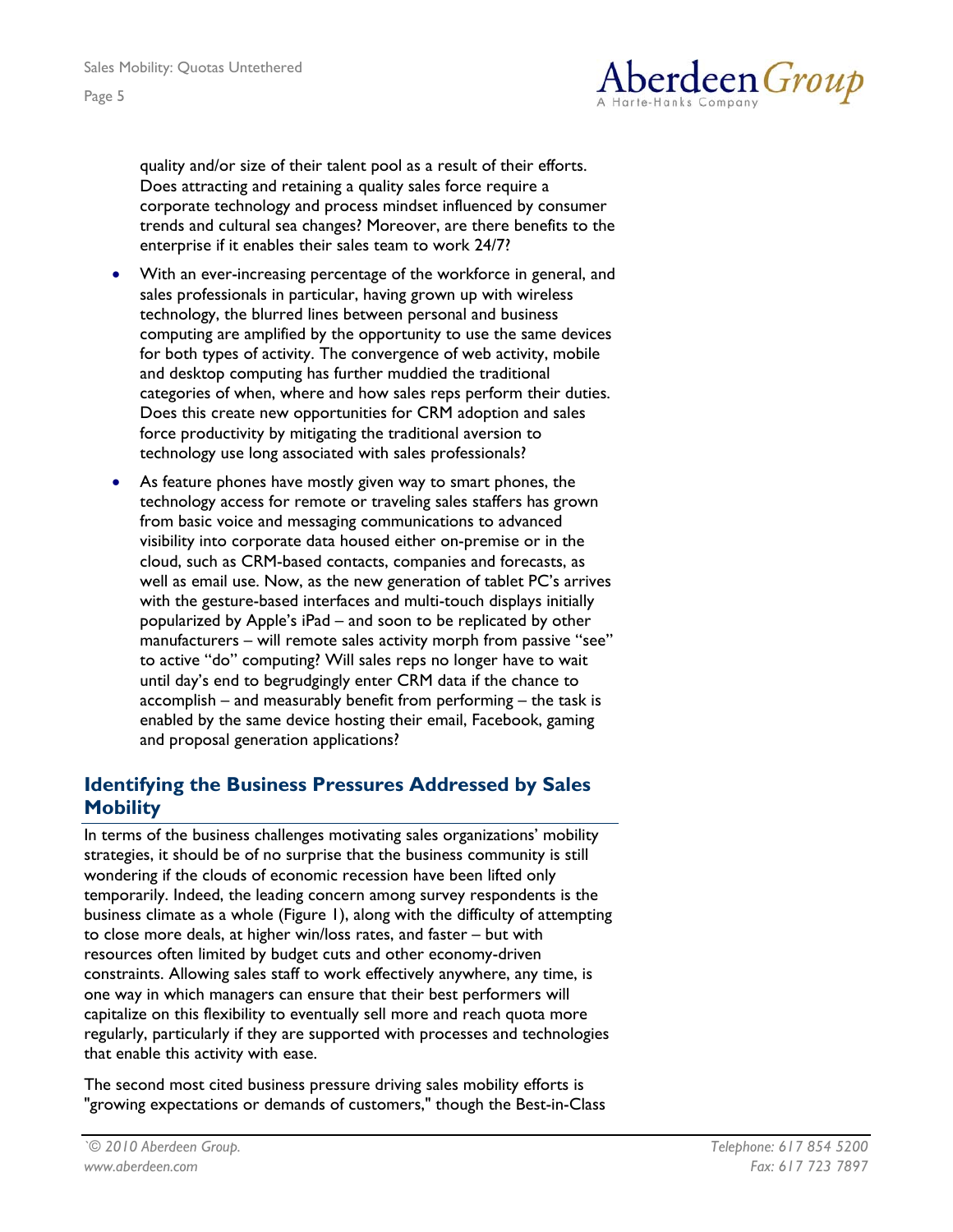quality and/or size of their talent pool as a result of their efforts. Does attracting and retaining a quality sales force require a corporate technology and process mindset influenced by consumer trends and cultural sea changes? Moreover, are there benefits to the enterprise if it enables their sales team to work 24/7?

- With an ever-increasing percentage of the workforce in general, and sales professionals in particular, having grown up with wireless technology, the blurred lines between personal and business computing are amplified by the opportunity to use the same devices for both types of activity. The convergence of web activity, mobile and desktop computing has further muddied the traditional categories of when, where and how sales reps perform their duties. Does this create new opportunities for CRM adoption and sales force productivity by mitigating the traditional aversion to technology use long associated with sales professionals?
- As feature phones have mostly given way to smart phones, the technology access for remote or traveling sales staffers has grown from basic voice and messaging communications to advanced visibility into corporate data housed either on-premise or in the cloud, such as CRM-based contacts, companies and forecasts, as well as email use. Now, as the new generation of tablet PC's arrives with the gesture-based interfaces and multi-touch displays initially popularized by Apple's iPad – and soon to be replicated by other manufacturers – will remote sales activity morph from passive "see" to active "do" computing? Will sales reps no longer have to wait until day's end to begrudgingly enter CRM data if the chance to accomplish – and measurably benefit from performing – the task is enabled by the same device hosting their email, Facebook, gaming and proposal generation applications?

## Identifying the Business Pressures Addressed by Sales Mobility

In terms of the business challenges motivating sales organizations' mobility strategies, it should be of no surprise that the business community is still wondering if the clouds of economic recession have been lifted only temporarily. Indeed, the leading concern among survey respondents is the business climate as a whole (Figure 1), along with the difficulty of attempting to close more deals, at higher win/loss rates, and faster – but with resources often limited by budget cuts and other economy-driven constraints. Allowing sales staff to work effectively anywhere, any time, is one way in which managers can ensure that their best performers will capitalize on this flexibility to eventually sell more and reach quota more regularly, particularly if they are supported with processes and technologies that enable this activity with ease.

The second most cited business pressure driving sales mobility efforts is "growing expectations or demands of customers," though the Best-in-Class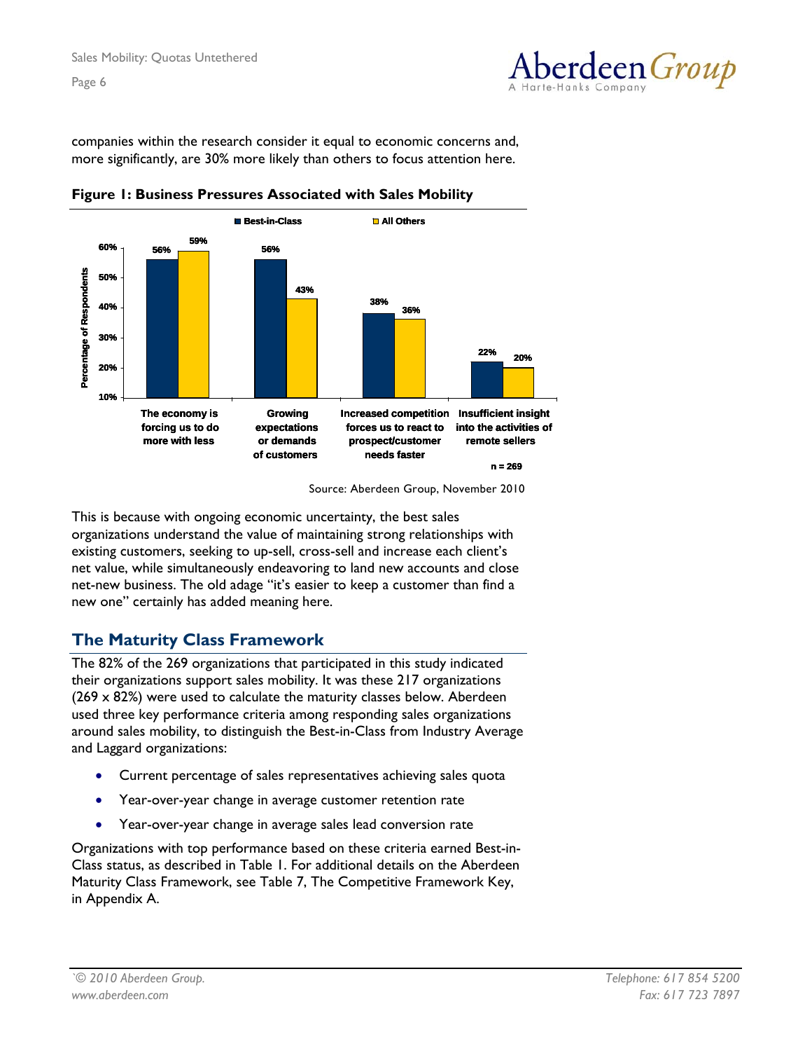companies within the research consider it equal to economic concerns and, more significantly, are 30% more likely than others to focus attention here.

**Figure 1: Business Pressures Associated with Sales Mobility**

| | Best-in-Class | All Others |
|---|---|---|
| The economy is forcing us to do more with less | 56% | 59% |
| Growing expectations or demands of customers | 56% | 43% |
| Increased competition forces us to react to prospect/customer needs faster | 38% | 36% |
| Insufficient insight into the activities of remote sellers | 22% | 20% |

n = 269

Source: Aberdeen Group, November 2010

This is because with ongoing economic uncertainty, the best sales organizations understand the value of maintaining strong relationships with existing customers, seeking to up-sell, cross-sell and increase each client's net value, while simultaneously endeavoring to land new accounts and close net-new business. The old adage "it's easier to keep a customer than find a new one" certainly has added meaning here.

## The Maturity Class Framework

The 82% of the 269 organizations that participated in this study indicated their organizations support sales mobility. It was these 217 organizations (269 x 82%) were used to calculate the maturity classes below. Aberdeen used three key performance criteria among responding sales organizations around sales mobility, to distinguish the Best-in-Class from Industry Average and Laggard organizations:

- Current percentage of sales representatives achieving sales quota
- Year-over-year change in average customer retention rate
- Year-over-year change in average sales lead conversion rate

Organizations with top performance based on these criteria earned Best-in-Class status, as described in Table 1. For additional details on the Aberdeen Maturity Class Framework, see Table 7, The Competitive Framework Key, in Appendix A.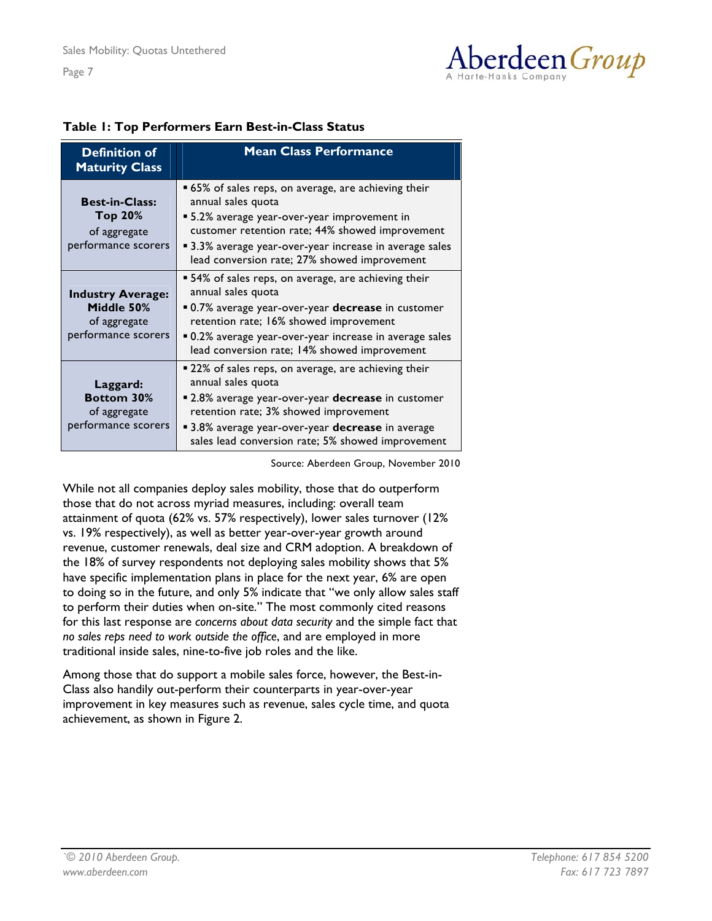**Table 1: Top Performers Earn Best-in-Class Status**

| Definition of Maturity Class | Mean Class Performance |
|---|---|
| **Best-in-Class: Top 20%** of aggregate performance scorers | ▪ 65% of sales reps, on average, are achieving their annual sales quota<br>▪ 5.2% average year-over-year improvement in customer retention rate; 44% showed improvement<br>▪ 3.3% average year-over-year increase in average sales lead conversion rate; 27% showed improvement |
| **Industry Average: Middle 50%** of aggregate performance scorers | ▪ 54% of sales reps, on average, are achieving their annual sales quota<br>▪ 0.7% average year-over-year **decrease** in customer retention rate; 16% showed improvement<br>▪ 0.2% average year-over-year increase in average sales lead conversion rate; 14% showed improvement |
| **Laggard: Bottom 30%** of aggregate performance scorers | ▪ 22% of sales reps, on average, are achieving their annual sales quota<br>▪ 2.8% average year-over-year **decrease** in customer retention rate; 3% showed improvement<br>▪ 3.8% average year-over-year **decrease** in average sales lead conversion rate; 5% showed improvement |

Source: Aberdeen Group, November 2010

While not all companies deploy sales mobility, those that do outperform those that do not across myriad measures, including: overall team attainment of quota (62% vs. 57% respectively), lower sales turnover (12% vs. 19% respectively), as well as better year-over-year growth around revenue, customer renewals, deal size and CRM adoption. A breakdown of the 18% of survey respondents not deploying sales mobility shows that 5% have specific implementation plans in place for the next year, 6% are open to doing so in the future, and only 5% indicate that "we only allow sales staff to perform their duties when on-site." The most commonly cited reasons for this last response are *concerns about data security* and the simple fact that *no sales reps need to work outside the office*, and are employed in more traditional inside sales, nine-to-five job roles and the like.

Among those that do support a mobile sales force, however, the Best-in-Class also handily out-perform their counterparts in year-over-year improvement in key measures such as revenue, sales cycle time, and quota achievement, as shown in Figure 2.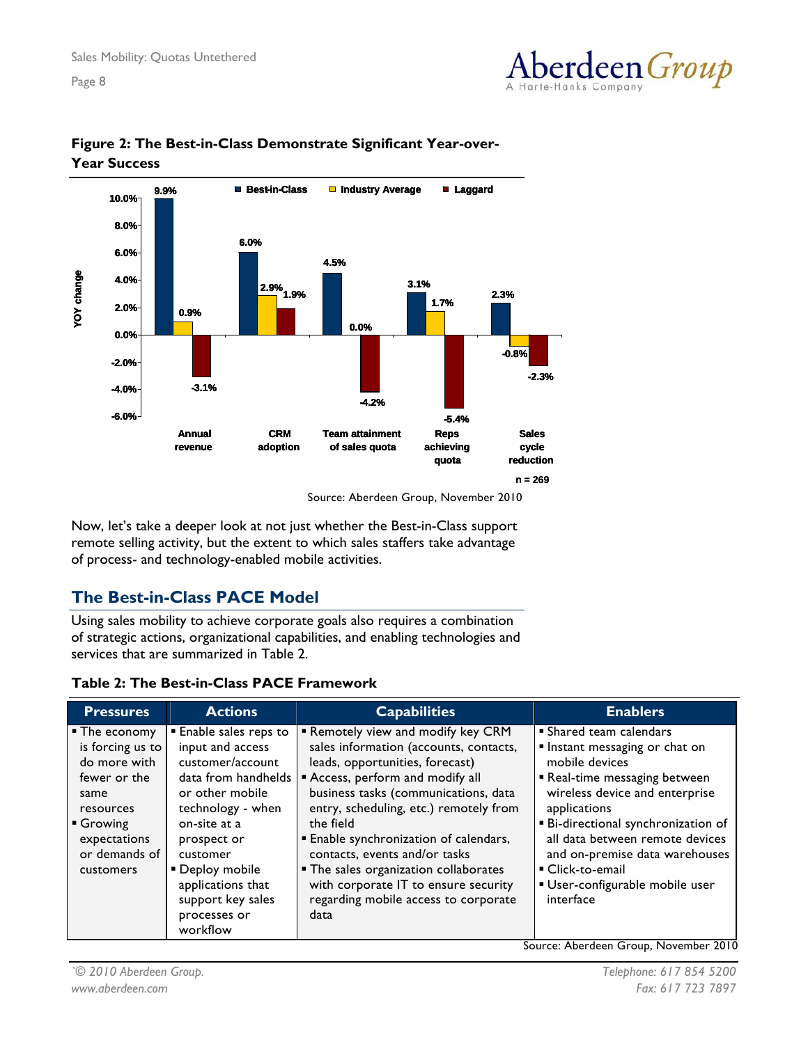**Figure 2: The Best-in-Class Demonstrate Significant Year-over-Year Success**

| YOY change | Best-in-Class | Industry Average | Laggard |
|---|---|---|---|
| Annual revenue | 9.9% | 0.9% | -3.1% |
| CRM adoption | 6.0% | 2.9% | 1.9% |
| Team attainment of sales quota | 4.5% | 0.0% | -4.2% |
| Reps achieving quota | 3.1% | 1.7% | -5.4% |
| Sales cycle reduction | 2.3% | -0.8% | -2.3% |

n = 269

Source: Aberdeen Group, November 2010

Now, let's take a deeper look at not just whether the Best-in-Class support remote selling activity, but the extent to which sales staffers take advantage of process- and technology-enabled mobile activities.

## The Best-in-Class PACE Model

Using sales mobility to achieve corporate goals also requires a combination of strategic actions, organizational capabilities, and enabling technologies and services that are summarized in Table 2.

**Table 2: The Best-in-Class PACE Framework**

| Pressures | Actions | Capabilities | Enablers |
|---|---|---|---|
| ▪ The economy is forcing us to do more with fewer or the same resources<br>▪ Growing expectations or demands of customers | ▪ Enable sales reps to input and access customer/account data from handhelds or other mobile technology - when on-site at a prospect or customer<br>▪ Deploy mobile applications that support key sales processes or workflow | ▪ Remotely view and modify key CRM sales information (accounts, contacts, leads, opportunities, forecast)<br>▪ Access, perform and modify all business tasks (communications, data entry, scheduling, etc.) remotely from the field<br>▪ Enable synchronization of calendars, contacts, events and/or tasks<br>▪ The sales organization collaborates with corporate IT to ensure security regarding mobile access to corporate data | ▪ Shared team calendars<br>▪ Instant messaging or chat on mobile devices<br>▪ Real-time messaging between wireless device and enterprise applications<br>▪ Bi-directional synchronization of all data between remote devices and on-premise data warehouses<br>▪ Click-to-email<br>▪ User-configurable mobile user interface |

Source: Aberdeen Group, November 2010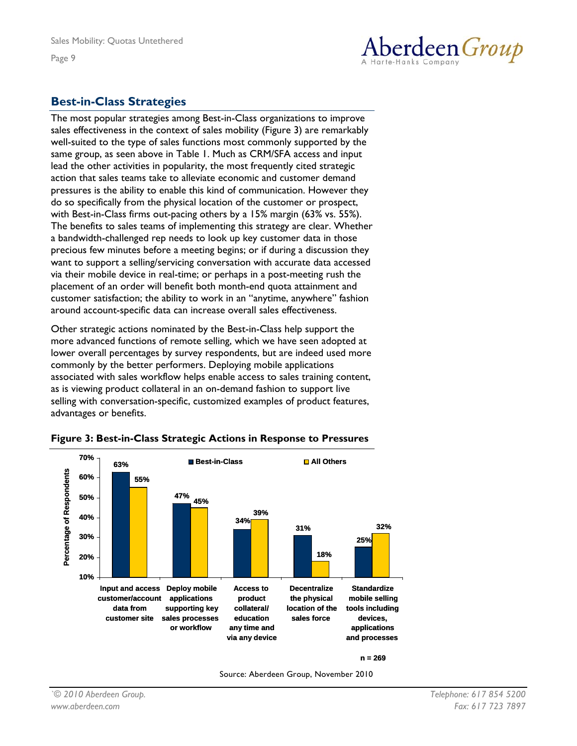## Best-in-Class Strategies

The most popular strategies among Best-in-Class organizations to improve sales effectiveness in the context of sales mobility (Figure 3) are remarkably well-suited to the type of sales functions most commonly supported by the same group, as seen above in Table 1. Much as CRM/SFA access and input lead the other activities in popularity, the most frequently cited strategic action that sales teams take to alleviate economic and customer demand pressures is the ability to enable this kind of communication. However they do so specifically from the physical location of the customer or prospect, with Best-in-Class firms out-pacing others by a 15% margin (63% vs. 55%). The benefits to sales teams of implementing this strategy are clear. Whether a bandwidth-challenged rep needs to look up key customer data in those precious few minutes before a meeting begins; or if during a discussion they want to support a selling/servicing conversation with accurate data accessed via their mobile device in real-time; or perhaps in a post-meeting rush the placement of an order will benefit both month-end quota attainment and customer satisfaction; the ability to work in an "anytime, anywhere" fashion around account-specific data can increase overall sales effectiveness.

Other strategic actions nominated by the Best-in-Class help support the more advanced functions of remote selling, which we have seen adopted at lower overall percentages by survey respondents, but are indeed used more commonly by the better performers. Deploying mobile applications associated with sales workflow helps enable access to sales training content, as is viewing product collateral in an on-demand fashion to support live selling with conversation-specific, customized examples of product features, advantages or benefits.

**Figure 3: Best-in-Class Strategic Actions in Response to Pressures**

| Strategic Action | Best-in-Class | All Others |
| --- | --- | --- |
| Input and access customer/account data from customer site | 63% | 55% |
| Deploy mobile applications supporting key sales processes or workflow | 47% | 45% |
| Access to product collateral/ education any time and via any device | 34% | 39% |
| Decentralize the physical location of the sales force | 31% | 18% |
| Standardize mobile selling tools including devices, applications and processes | 25% | 32% |

n = 269

Source: Aberdeen Group, November 2010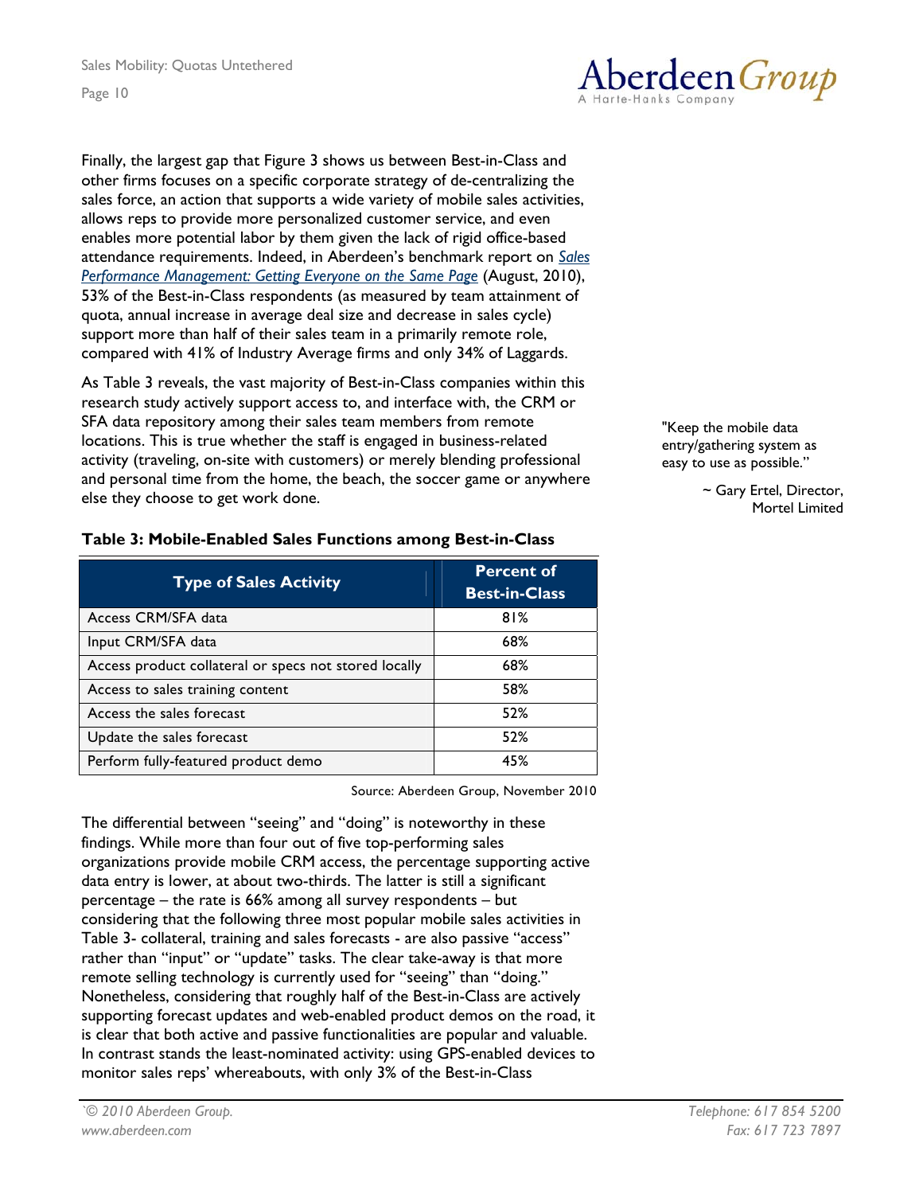Finally, the largest gap that Figure 3 shows us between Best-in-Class and other firms focuses on a specific corporate strategy of de-centralizing the sales force, an action that supports a wide variety of mobile sales activities, allows reps to provide more personalized customer service, and even enables more potential labor by them given the lack of rigid office-based attendance requirements. Indeed, in Aberdeen's benchmark report on *Sales Performance Management: Getting Everyone on the Same Page* (August, 2010), 53% of the Best-in-Class respondents (as measured by team attainment of quota, annual increase in average deal size and decrease in sales cycle) support more than half of their sales team in a primarily remote role, compared with 41% of Industry Average firms and only 34% of Laggards.

As Table 3 reveals, the vast majority of Best-in-Class companies within this research study actively support access to, and interface with, the CRM or SFA data repository among their sales team members from remote locations. This is true whether the staff is engaged in business-related activity (traveling, on-site with customers) or merely blending professional and personal time from the home, the beach, the soccer game or anywhere else they choose to get work done.

"Keep the mobile data entry/gathering system as easy to use as possible."

~ Gary Ertel, Director, Mortel Limited

**Table 3: Mobile-Enabled Sales Functions among Best-in-Class**

| Type of Sales Activity | Percent of Best-in-Class |
|---|---|
| Access CRM/SFA data | 81% |
| Input CRM/SFA data | 68% |
| Access product collateral or specs not stored locally | 68% |
| Access to sales training content | 58% |
| Access the sales forecast | 52% |
| Update the sales forecast | 52% |
| Perform fully-featured product demo | 45% |

Source: Aberdeen Group, November 2010

The differential between "seeing" and "doing" is noteworthy in these findings. While more than four out of five top-performing sales organizations provide mobile CRM access, the percentage supporting active data entry is lower, at about two-thirds. The latter is still a significant percentage – the rate is 66% among all survey respondents – but considering that the following three most popular mobile sales activities in Table 3- collateral, training and sales forecasts - are also passive "access" rather than "input" or "update" tasks. The clear take-away is that more remote selling technology is currently used for "seeing" than "doing." Nonetheless, considering that roughly half of the Best-in-Class are actively supporting forecast updates and web-enabled product demos on the road, it is clear that both active and passive functionalities are popular and valuable. In contrast stands the least-nominated activity: using GPS-enabled devices to monitor sales reps' whereabouts, with only 3% of the Best-in-Class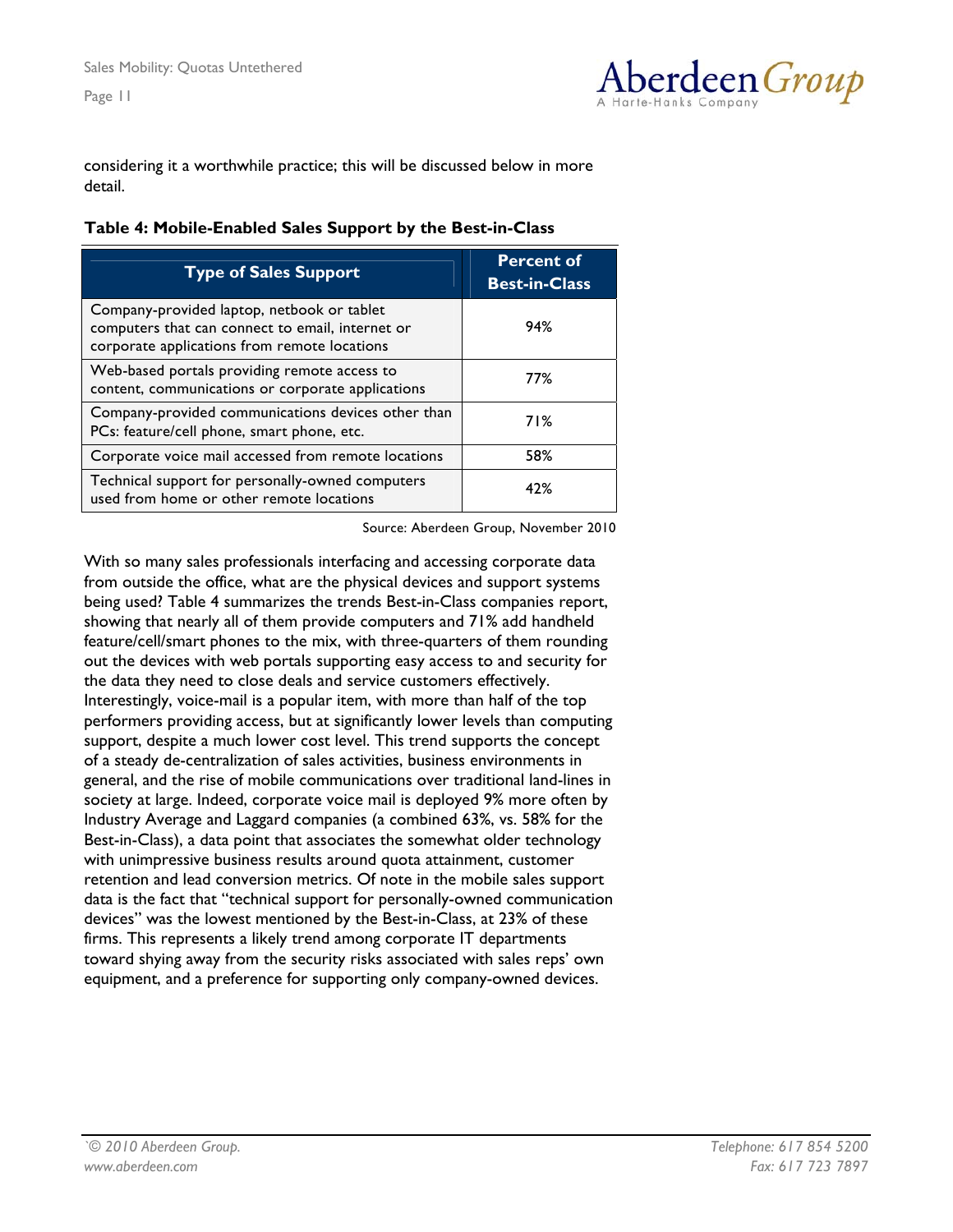considering it a worthwhile practice; this will be discussed below in more detail.

**Table 4: Mobile-Enabled Sales Support by the Best-in-Class**

| Type of Sales Support | Percent of Best-in-Class |
|---|---|
| Company-provided laptop, netbook or tablet computers that can connect to email, internet or corporate applications from remote locations | 94% |
| Web-based portals providing remote access to content, communications or corporate applications | 77% |
| Company-provided communications devices other than PCs: feature/cell phone, smart phone, etc. | 71% |
| Corporate voice mail accessed from remote locations | 58% |
| Technical support for personally-owned computers used from home or other remote locations | 42% |

Source: Aberdeen Group, November 2010

With so many sales professionals interfacing and accessing corporate data from outside the office, what are the physical devices and support systems being used? Table 4 summarizes the trends Best-in-Class companies report, showing that nearly all of them provide computers and 71% add handheld feature/cell/smart phones to the mix, with three-quarters of them rounding out the devices with web portals supporting easy access to and security for the data they need to close deals and service customers effectively. Interestingly, voice-mail is a popular item, with more than half of the top performers providing access, but at significantly lower levels than computing support, despite a much lower cost level. This trend supports the concept of a steady de-centralization of sales activities, business environments in general, and the rise of mobile communications over traditional land-lines in society at large. Indeed, corporate voice mail is deployed 9% more often by Industry Average and Laggard companies (a combined 63%, vs. 58% for the Best-in-Class), a data point that associates the somewhat older technology with unimpressive business results around quota attainment, customer retention and lead conversion metrics. Of note in the mobile sales support data is the fact that "technical support for personally-owned communication devices" was the lowest mentioned by the Best-in-Class, at 23% of these firms. This represents a likely trend among corporate IT departments toward shying away from the security risks associated with sales reps' own equipment, and a preference for supporting only company-owned devices.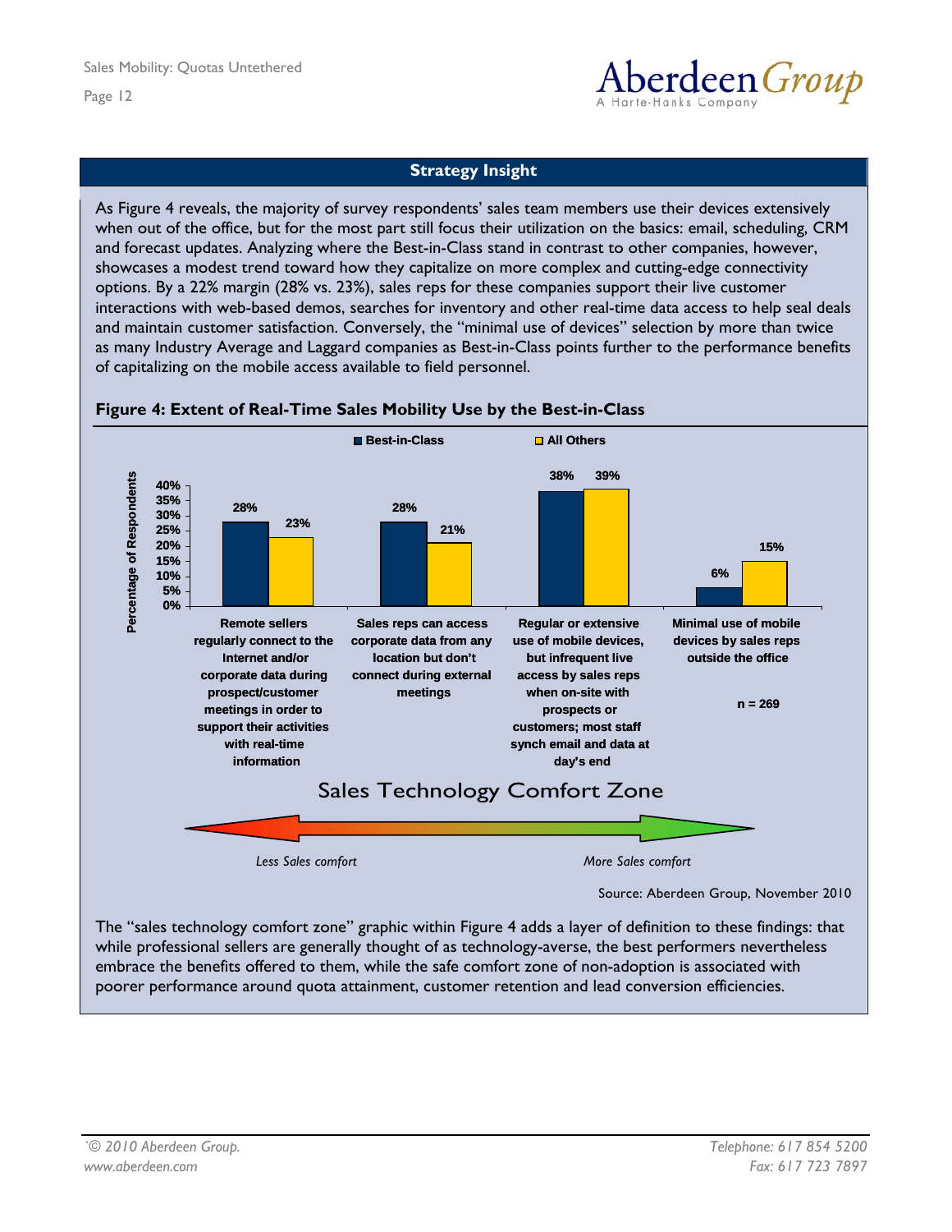### Strategy Insight

As Figure 4 reveals, the majority of survey respondents' sales team members use their devices extensively when out of the office, but for the most part still focus their utilization on the basics: email, scheduling, CRM and forecast updates. Analyzing where the Best-in-Class stand in contrast to other companies, however, showcases a modest trend toward how they capitalize on more complex and cutting-edge connectivity options. By a 22% margin (28% vs. 23%), sales reps for these companies support their live customer interactions with web-based demos, searches for inventory and other real-time data access to help seal deals and maintain customer satisfaction. Conversely, the "minimal use of devices" selection by more than twice as many Industry Average and Laggard companies as Best-in-Class points further to the performance benefits of capitalizing on the mobile access available to field personnel.

**Figure 4: Extent of Real-Time Sales Mobility Use by the Best-in-Class**

| Percentage of Respondents | Best-in-Class | All Others |
|---|---|---|
| Remote sellers regularly connect to the Internet and/or corporate data during prospect/customer meetings in order to support their activities with real-time information | 28% | 23% |
| Sales reps can access corporate data from any location but don't connect during external meetings | 28% | 21% |
| Regular or extensive use of mobile devices, but infrequent live access by sales reps when on-site with prospects or customers; most staff synch email and data at day's end | 38% | 39% |
| Minimal use of mobile devices by sales reps outside the office | 6% | 15% |

n = 269

Sales Technology Comfort Zone

*Less Sales comfort* ← → *More Sales comfort*

Source: Aberdeen Group, November 2010

The "sales technology comfort zone" graphic within Figure 4 adds a layer of definition to these findings: that while professional sellers are generally thought of as technology-averse, the best performers nevertheless embrace the benefits offered to them, while the safe comfort zone of non-adoption is associated with poorer performance around quota attainment, customer retention and lead conversion efficiencies.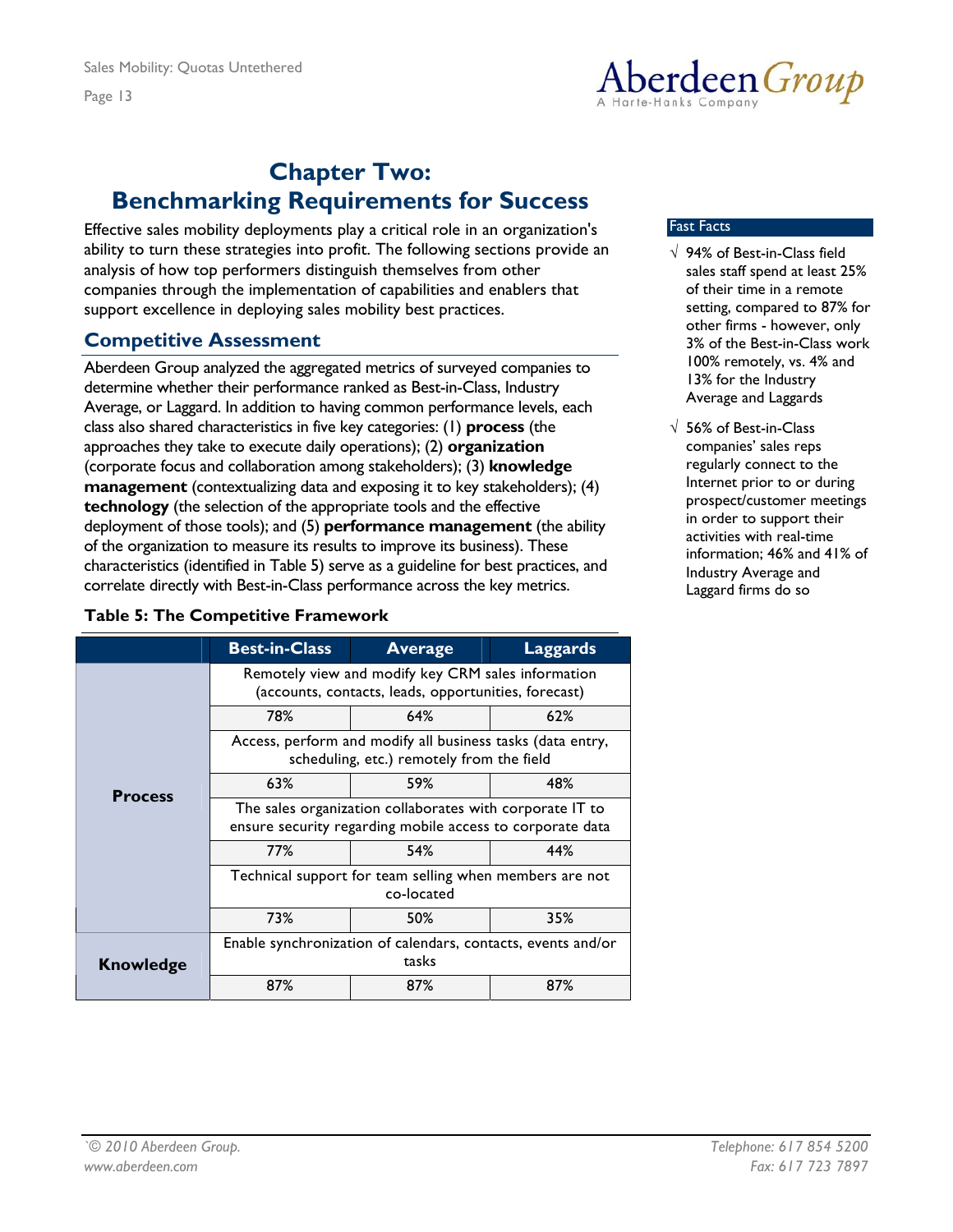# Chapter Two: Benchmarking Requirements for Success

Effective sales mobility deployments play a critical role in an organization's ability to turn these strategies into profit. The following sections provide an analysis of how top performers distinguish themselves from other companies through the implementation of capabilities and enablers that support excellence in deploying sales mobility best practices.

## Competitive Assessment

Aberdeen Group analyzed the aggregated metrics of surveyed companies to determine whether their performance ranked as Best-in-Class, Industry Average, or Laggard. In addition to having common performance levels, each class also shared characteristics in five key categories: (1) **process** (the approaches they take to execute daily operations); (2) **organization** (corporate focus and collaboration among stakeholders); (3) **knowledge management** (contextualizing data and exposing it to key stakeholders); (4) **technology** (the selection of the appropriate tools and the effective deployment of those tools); and (5) **performance management** (the ability of the organization to measure its results to improve its business). These characteristics (identified in Table 5) serve as a guideline for best practices, and correlate directly with Best-in-Class performance across the key metrics.

**Table 5: The Competitive Framework**

| | Best-in-Class | Average | Laggards |
|---|---|---|---|
| **Process** | Remotely view and modify key CRM sales information (accounts, contacts, leads, opportunities, forecast) | | |
| | 78% | 64% | 62% |
| | Access, perform and modify all business tasks (data entry, scheduling, etc.) remotely from the field | | |
| | 63% | 59% | 48% |
| | The sales organization collaborates with corporate IT to ensure security regarding mobile access to corporate data | | |
| | 77% | 54% | 44% |
| | Technical support for team selling when members are not co-located | | |
| | 73% | 50% | 35% |
| **Knowledge** | Enable synchronization of calendars, contacts, events and/or tasks | | |
| | 87% | 87% | 87% |

**Fast Facts**

- √ 94% of Best-in-Class field sales staff spend at least 25% of their time in a remote setting, compared to 87% for other firms - however, only 3% of the Best-in-Class work 100% remotely, vs. 4% and 13% for the Industry Average and Laggards
- √ 56% of Best-in-Class companies' sales reps regularly connect to the Internet prior to or during prospect/customer meetings in order to support their activities with real-time information; 46% and 41% of Industry Average and Laggard firms do so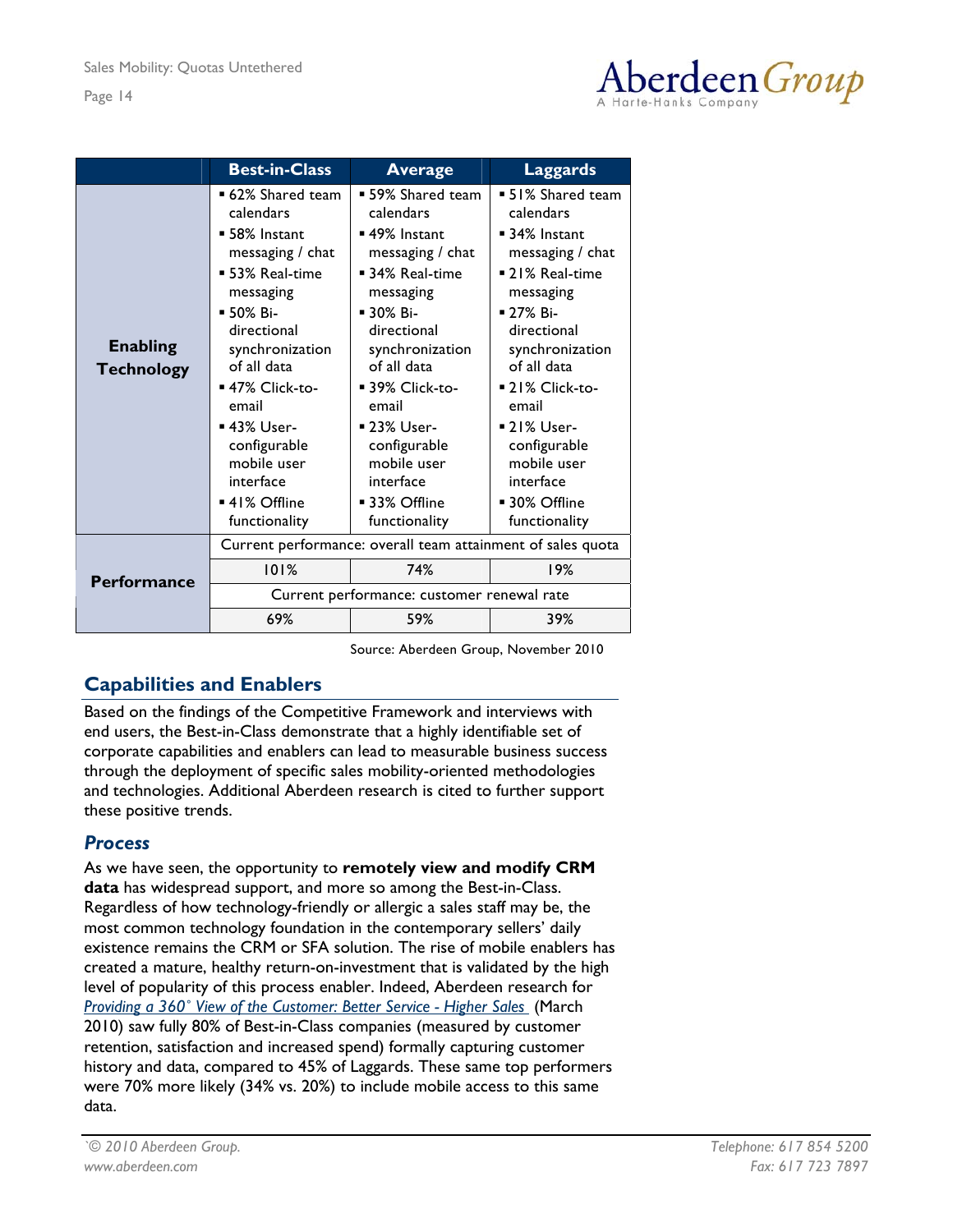| | Best-in-Class | Average | Laggards |
|---|---|---|---|
| **Enabling Technology** | ▪ 62% Shared team calendars<br>▪ 58% Instant messaging / chat<br>▪ 53% Real-time messaging<br>▪ 50% Bi-directional synchronization of all data<br>▪ 47% Click-to-email<br>▪ 43% User-configurable mobile user interface<br>▪ 41% Offline functionality | ▪ 59% Shared team calendars<br>▪ 49% Instant messaging / chat<br>▪ 34% Real-time messaging<br>▪ 30% Bi-directional synchronization of all data<br>▪ 39% Click-to-email<br>▪ 23% User-configurable mobile user interface<br>▪ 33% Offline functionality | ▪ 51% Shared team calendars<br>▪ 34% Instant messaging / chat<br>▪ 21% Real-time messaging<br>▪ 27% Bi-directional synchronization of all data<br>▪ 21% Click-to-email<br>▪ 21% User-configurable mobile user interface<br>▪ 30% Offline functionality |
| **Performance** | Current performance: overall team attainment of sales quota | | |
| | 101% | 74% | 19% |
| | Current performance: customer renewal rate | | |
| | 69% | 59% | 39% |

Source: Aberdeen Group, November 2010

## Capabilities and Enablers

Based on the findings of the Competitive Framework and interviews with end users, the Best-in-Class demonstrate that a highly identifiable set of corporate capabilities and enablers can lead to measurable business success through the deployment of specific sales mobility-oriented methodologies and technologies. Additional Aberdeen research is cited to further support these positive trends.

### *Process*

As we have seen, the opportunity to **remotely view and modify CRM data** has widespread support, and more so among the Best-in-Class. Regardless of how technology-friendly or allergic a sales staff may be, the most common technology foundation in the contemporary sellers' daily existence remains the CRM or SFA solution. The rise of mobile enablers has created a mature, healthy return-on-investment that is validated by the high level of popularity of this process enabler. Indeed, Aberdeen research for *Providing a 360˚ View of the Customer: Better Service - Higher Sales* (March 2010) saw fully 80% of Best-in-Class companies (measured by customer retention, satisfaction and increased spend) formally capturing customer history and data, compared to 45% of Laggards. These same top performers were 70% more likely (34% vs. 20%) to include mobile access to this same data.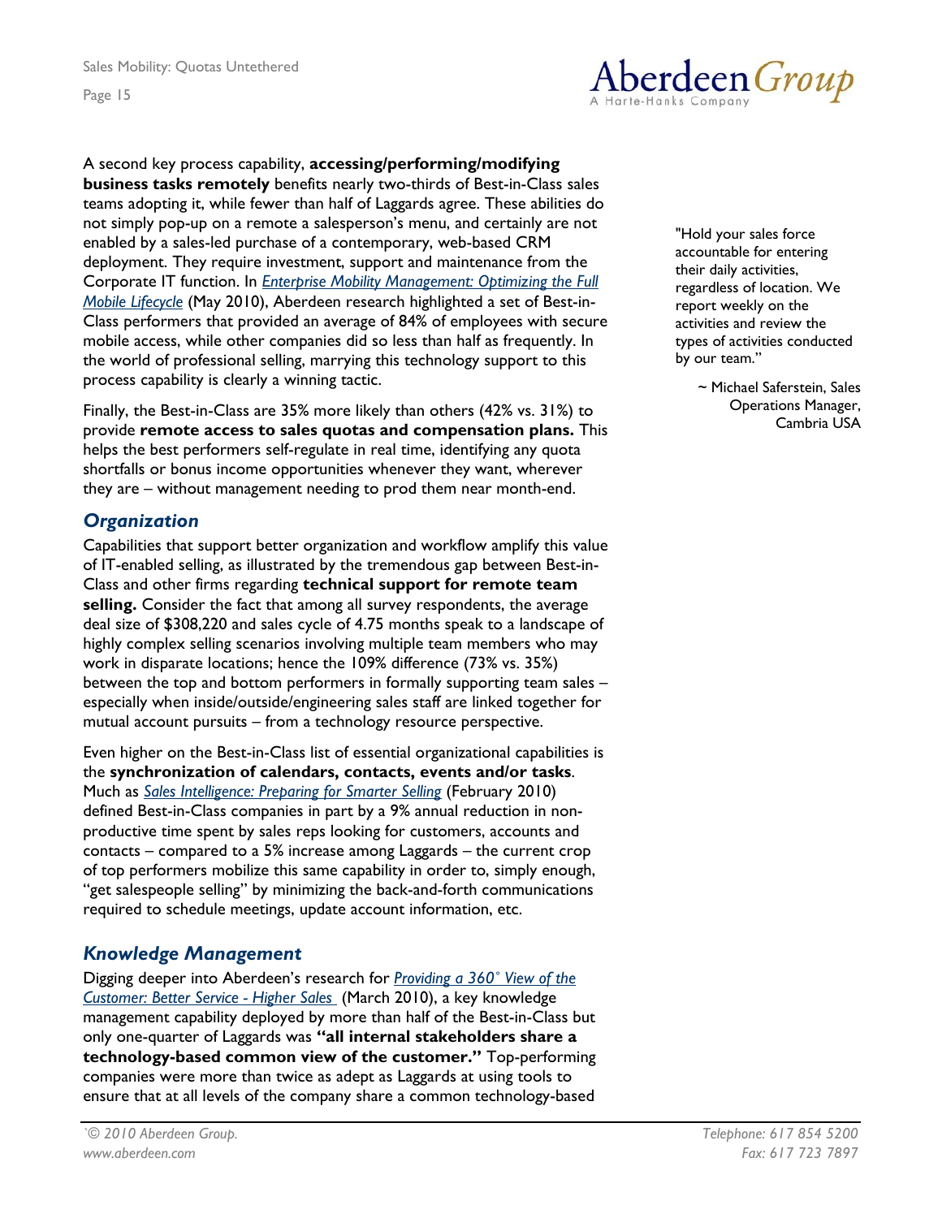A second key process capability, **accessing/performing/modifying business tasks remotely** benefits nearly two-thirds of Best-in-Class sales teams adopting it, while fewer than half of Laggards agree. These abilities do not simply pop-up on a remote a salesperson's menu, and certainly are not enabled by a sales-led purchase of a contemporary, web-based CRM deployment. They require investment, support and maintenance from the Corporate IT function. In *Enterprise Mobility Management: Optimizing the Full Mobile Lifecycle* (May 2010), Aberdeen research highlighted a set of Best-in-Class performers that provided an average of 84% of employees with secure mobile access, while other companies did so less than half as frequently. In the world of professional selling, marrying this technology support to this process capability is clearly a winning tactic.

Finally, the Best-in-Class are 35% more likely than others (42% vs. 31%) to provide **remote access to sales quotas and compensation plans.** This helps the best performers self-regulate in real time, identifying any quota shortfalls or bonus income opportunities whenever they want, wherever they are – without management needing to prod them near month-end.

> "Hold your sales force accountable for entering their daily activities, regardless of location. We report weekly on the activities and review the types of activities conducted by our team."
>
> ~ Michael Saferstein, Sales Operations Manager, Cambria USA

## *Organization*

Capabilities that support better organization and workflow amplify this value of IT-enabled selling, as illustrated by the tremendous gap between Best-in-Class and other firms regarding **technical support for remote team selling.** Consider the fact that among all survey respondents, the average deal size of $308,220 and sales cycle of 4.75 months speak to a landscape of highly complex selling scenarios involving multiple team members who may work in disparate locations; hence the 109% difference (73% vs. 35%) between the top and bottom performers in formally supporting team sales – especially when inside/outside/engineering sales staff are linked together for mutual account pursuits – from a technology resource perspective.

Even higher on the Best-in-Class list of essential organizational capabilities is the **synchronization of calendars, contacts, events and/or tasks**. Much as *Sales Intelligence: Preparing for Smarter Selling* (February 2010) defined Best-in-Class companies in part by a 9% annual reduction in non-productive time spent by sales reps looking for customers, accounts and contacts – compared to a 5% increase among Laggards – the current crop of top performers mobilize this same capability in order to, simply enough, "get salespeople selling" by minimizing the back-and-forth communications required to schedule meetings, update account information, etc.

## *Knowledge Management*

Digging deeper into Aberdeen's research for *Providing a 360˚ View of the Customer: Better Service - Higher Sales* (March 2010), a key knowledge management capability deployed by more than half of the Best-in-Class but only one-quarter of Laggards was **"all internal stakeholders share a technology-based common view of the customer."** Top-performing companies were more than twice as adept as Laggards at using tools to ensure that at all levels of the company share a common technology-based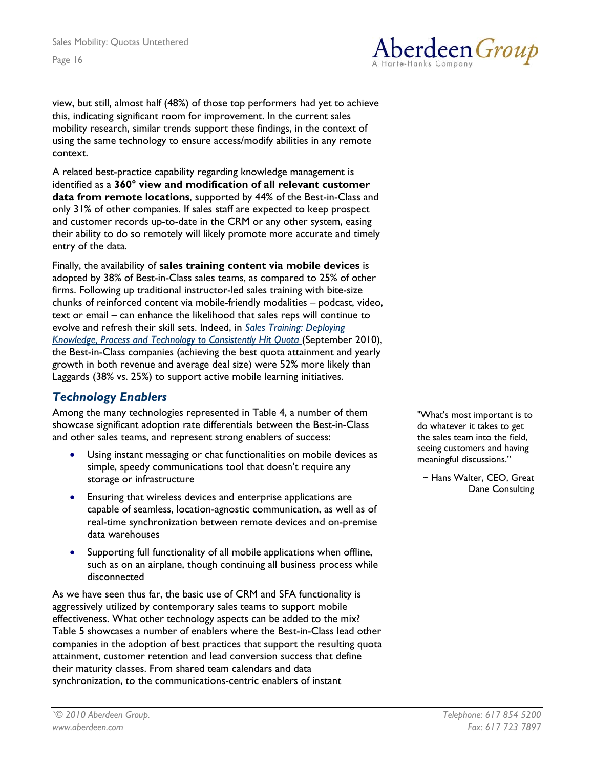view, but still, almost half (48%) of those top performers had yet to achieve this, indicating significant room for improvement. In the current sales mobility research, similar trends support these findings, in the context of using the same technology to ensure access/modify abilities in any remote context.

A related best-practice capability regarding knowledge management is identified as a **360° view and modification of all relevant customer data from remote locations**, supported by 44% of the Best-in-Class and only 31% of other companies. If sales staff are expected to keep prospect and customer records up-to-date in the CRM or any other system, easing their ability to do so remotely will likely promote more accurate and timely entry of the data.

Finally, the availability of **sales training content via mobile devices** is adopted by 38% of Best-in-Class sales teams, as compared to 25% of other firms. Following up traditional instructor-led sales training with bite-size chunks of reinforced content via mobile-friendly modalities – podcast, video, text or email – can enhance the likelihood that sales reps will continue to evolve and refresh their skill sets. Indeed, in *Sales Training: Deploying Knowledge, Process and Technology to Consistently Hit Quota* (September 2010), the Best-in-Class companies (achieving the best quota attainment and yearly growth in both revenue and average deal size) were 52% more likely than Laggards (38% vs. 25%) to support active mobile learning initiatives.

## *Technology Enablers*

Among the many technologies represented in Table 4, a number of them showcase significant adoption rate differentials between the Best-in-Class and other sales teams, and represent strong enablers of success:

- Using instant messaging or chat functionalities on mobile devices as simple, speedy communications tool that doesn't require any storage or infrastructure
- Ensuring that wireless devices and enterprise applications are capable of seamless, location-agnostic communication, as well as of real-time synchronization between remote devices and on-premise data warehouses
- Supporting full functionality of all mobile applications when offline, such as on an airplane, though continuing all business process while disconnected

> "What's most important is to do whatever it takes to get the sales team into the field, seeing customers and having meaningful discussions."
>
> ~ Hans Walter, CEO, Great Dane Consulting

As we have seen thus far, the basic use of CRM and SFA functionality is aggressively utilized by contemporary sales teams to support mobile effectiveness. What other technology aspects can be added to the mix? Table 5 showcases a number of enablers where the Best-in-Class lead other companies in the adoption of best practices that support the resulting quota attainment, customer retention and lead conversion success that define their maturity classes. From shared team calendars and data synchronization, to the communications-centric enablers of instant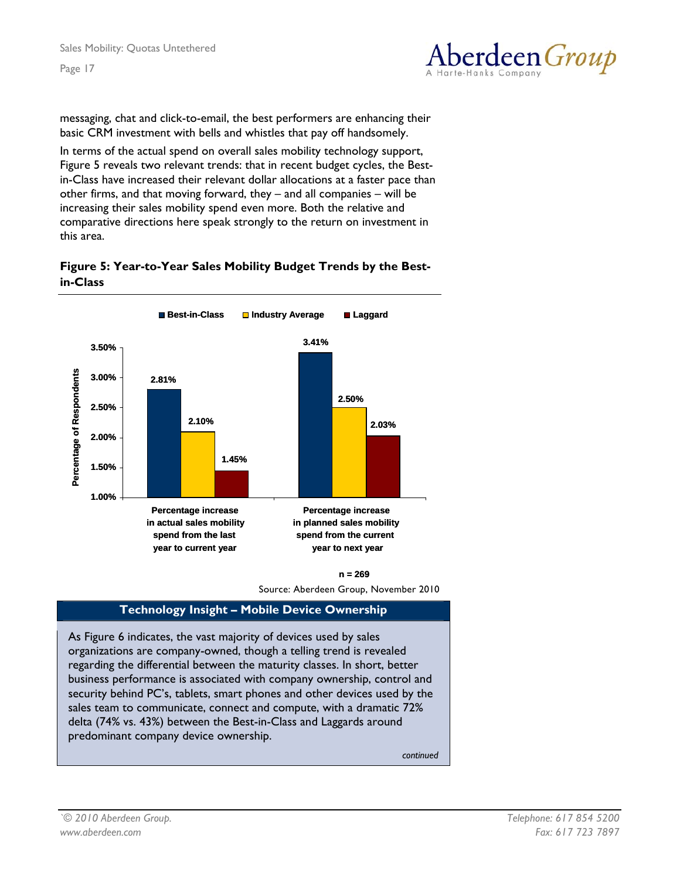messaging, chat and click-to-email, the best performers are enhancing their basic CRM investment with bells and whistles that pay off handsomely.

In terms of the actual spend on overall sales mobility technology support, Figure 5 reveals two relevant trends: that in recent budget cycles, the Best-in-Class have increased their relevant dollar allocations at a faster pace than other firms, and that moving forward, they – and all companies – will be increasing their sales mobility spend even more. Both the relative and comparative directions here speak strongly to the return on investment in this area.

**Figure 5: Year-to-Year Sales Mobility Budget Trends by the Best-in-Class**

| Percentage of Respondents | Best-in-Class | Industry Average | Laggard |
|---|---|---|---|
| Percentage increase in actual sales mobility spend from the last year to current year | 2.81% | 2.10% | 1.45% |
| Percentage increase in planned sales mobility spend from the current year to next year | 3.41% | 2.50% | 2.03% |

n = 269

Source: Aberdeen Group, November 2010

**Technology Insight – Mobile Device Ownership**

As Figure 6 indicates, the vast majority of devices used by sales organizations are company-owned, though a telling trend is revealed regarding the differential between the maturity classes. In short, better business performance is associated with company ownership, control and security behind PC's, tablets, smart phones and other devices used by the sales team to communicate, connect and compute, with a dramatic 72% delta (74% vs. 43%) between the Best-in-Class and Laggards around predominant company device ownership.

*continued*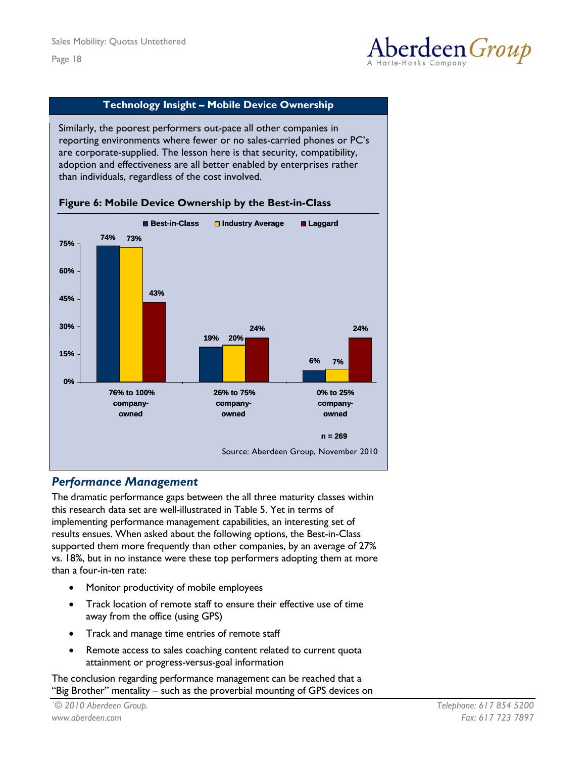### Technology Insight – Mobile Device Ownership

Similarly, the poorest performers out-pace all other companies in reporting environments where fewer or no sales-carried phones or PC's are corporate-supplied. The lesson here is that security, compatibility, adoption and effectiveness are all better enabled by enterprises rather than individuals, regardless of the cost involved.

**Figure 6: Mobile Device Ownership by the Best-in-Class**

| | Best-in-Class | Industry Average | Laggard |
|---|---|---|---|
| 76% to 100% company-owned | 74% | 73% | 43% |
| 26% to 75% company-owned | 19% | 20% | 24% |
| 0% to 25% company-owned | 6% | 7% | 24% |

n = 269

Source: Aberdeen Group, November 2010

## *Performance Management*

The dramatic performance gaps between the all three maturity classes within this research data set are well-illustrated in Table 5. Yet in terms of implementing performance management capabilities, an interesting set of results ensues. When asked about the following options, the Best-in-Class supported them more frequently than other companies, by an average of 27% vs. 18%, but in no instance were these top performers adopting them at more than a four-in-ten rate:

- Monitor productivity of mobile employees
- Track location of remote staff to ensure their effective use of time away from the office (using GPS)
- Track and manage time entries of remote staff
- Remote access to sales coaching content related to current quota attainment or progress-versus-goal information

The conclusion regarding performance management can be reached that a "Big Brother" mentality – such as the proverbial mounting of GPS devices on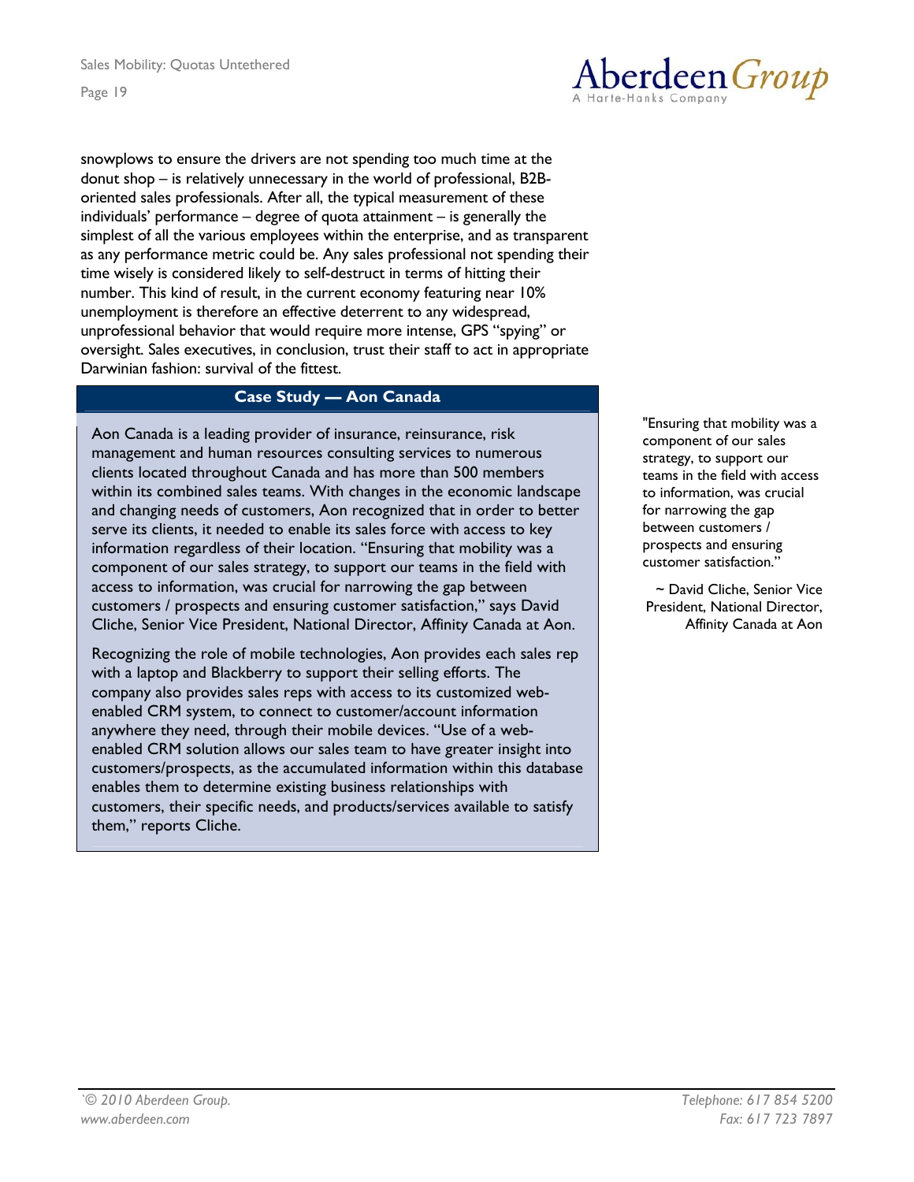snowplows to ensure the drivers are not spending too much time at the donut shop – is relatively unnecessary in the world of professional, B2B-oriented sales professionals. After all, the typical measurement of these individuals' performance – degree of quota attainment – is generally the simplest of all the various employees within the enterprise, and as transparent as any performance metric could be. Any sales professional not spending their time wisely is considered likely to self-destruct in terms of hitting their number. This kind of result, in the current economy featuring near 10% unemployment is therefore an effective deterrent to any widespread, unprofessional behavior that would require more intense, GPS "spying" or oversight. Sales executives, in conclusion, trust their staff to act in appropriate Darwinian fashion: survival of the fittest.

### Case Study — Aon Canada

Aon Canada is a leading provider of insurance, reinsurance, risk management and human resources consulting services to numerous clients located throughout Canada and has more than 500 members within its combined sales teams. With changes in the economic landscape and changing needs of customers, Aon recognized that in order to better serve its clients, it needed to enable its sales force with access to key information regardless of their location. "Ensuring that mobility was a component of our sales strategy, to support our teams in the field with access to information, was crucial for narrowing the gap between customers / prospects and ensuring customer satisfaction," says David Cliche, Senior Vice President, National Director, Affinity Canada at Aon.

Recognizing the role of mobile technologies, Aon provides each sales rep with a laptop and Blackberry to support their selling efforts. The company also provides sales reps with access to its customized web-enabled CRM system, to connect to customer/account information anywhere they need, through their mobile devices. "Use of a web-enabled CRM solution allows our sales team to have greater insight into customers/prospects, as the accumulated information within this database enables them to determine existing business relationships with customers, their specific needs, and products/services available to satisfy them," reports Cliche.

"Ensuring that mobility was a component of our sales strategy, to support our teams in the field with access to information, was crucial for narrowing the gap between customers / prospects and ensuring customer satisfaction."

~ David Cliche, Senior Vice President, National Director, Affinity Canada at Aon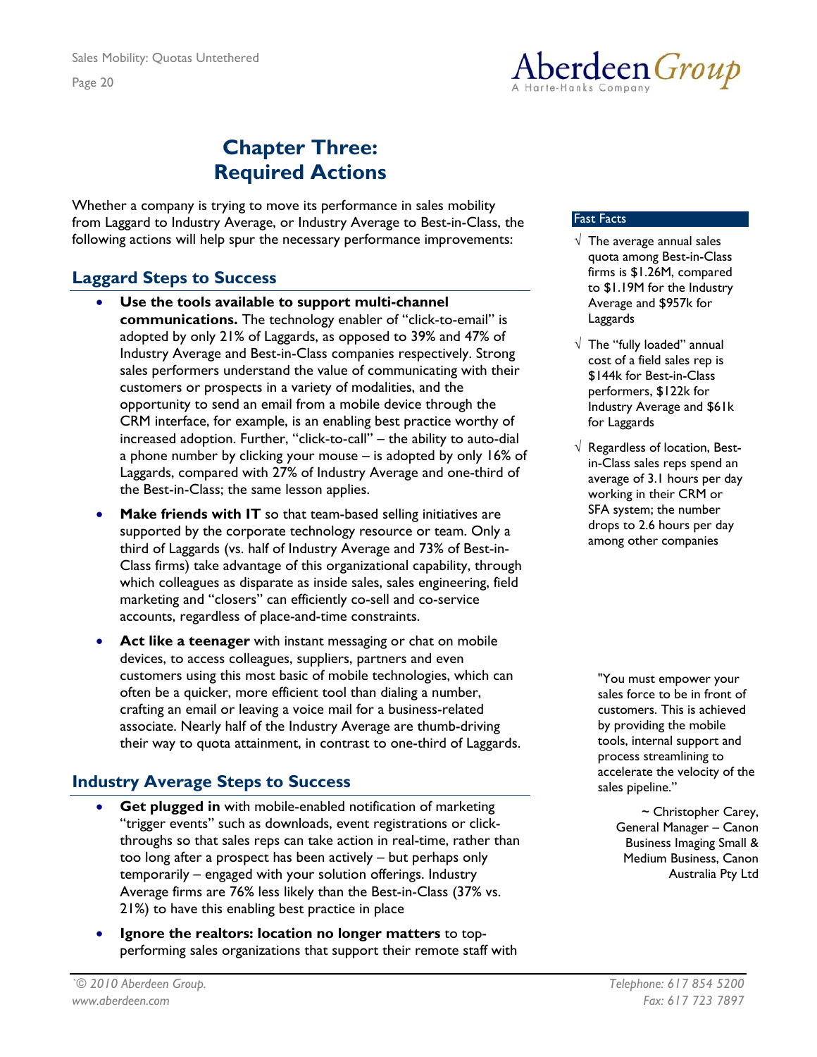# Chapter Three: Required Actions

Whether a company is trying to move its performance in sales mobility from Laggard to Industry Average, or Industry Average to Best-in-Class, the following actions will help spur the necessary performance improvements:

## Laggard Steps to Success

- **Use the tools available to support multi-channel communications.** The technology enabler of "click-to-email" is adopted by only 21% of Laggards, as opposed to 39% and 47% of Industry Average and Best-in-Class companies respectively. Strong sales performers understand the value of communicating with their customers or prospects in a variety of modalities, and the opportunity to send an email from a mobile device through the CRM interface, for example, is an enabling best practice worthy of increased adoption. Further, "click-to-call" – the ability to auto-dial a phone number by clicking your mouse – is adopted by only 16% of Laggards, compared with 27% of Industry Average and one-third of the Best-in-Class; the same lesson applies.
- **Make friends with IT** so that team-based selling initiatives are supported by the corporate technology resource or team. Only a third of Laggards (vs. half of Industry Average and 73% of Best-in-Class firms) take advantage of this organizational capability, through which colleagues as disparate as inside sales, sales engineering, field marketing and "closers" can efficiently co-sell and co-service accounts, regardless of place-and-time constraints.
- **Act like a teenager** with instant messaging or chat on mobile devices, to access colleagues, suppliers, partners and even customers using this most basic of mobile technologies, which can often be a quicker, more efficient tool than dialing a number, crafting an email or leaving a voice mail for a business-related associate. Nearly half of the Industry Average are thumb-driving their way to quota attainment, in contrast to one-third of Laggards.

## Industry Average Steps to Success

- **Get plugged in** with mobile-enabled notification of marketing "trigger events" such as downloads, event registrations or click-throughs so that sales reps can take action in real-time, rather than too long after a prospect has been actively – but perhaps only temporarily – engaged with your solution offerings. Industry Average firms are 76% less likely than the Best-in-Class (37% vs. 21%) to have this enabling best practice in place
- **Ignore the realtors: location no longer matters** to top-performing sales organizations that support their remote staff with

**Fast Facts**

- √ The average annual sales quota among Best-in-Class firms is $1.26M, compared to $1.19M for the Industry Average and $957k for Laggards
- √ The "fully loaded" annual cost of a field sales rep is $144k for Best-in-Class performers, $122k for Industry Average and $61k for Laggards
- √ Regardless of location, Best-in-Class sales reps spend an average of 3.1 hours per day working in their CRM or SFA system; the number drops to 2.6 hours per day among other companies

"You must empower your sales force to be in front of customers. This is achieved by providing the mobile tools, internal support and process streamlining to accelerate the velocity of the sales pipeline."

~ Christopher Carey, General Manager – Canon Business Imaging Small & Medium Business, Canon Australia Pty Ltd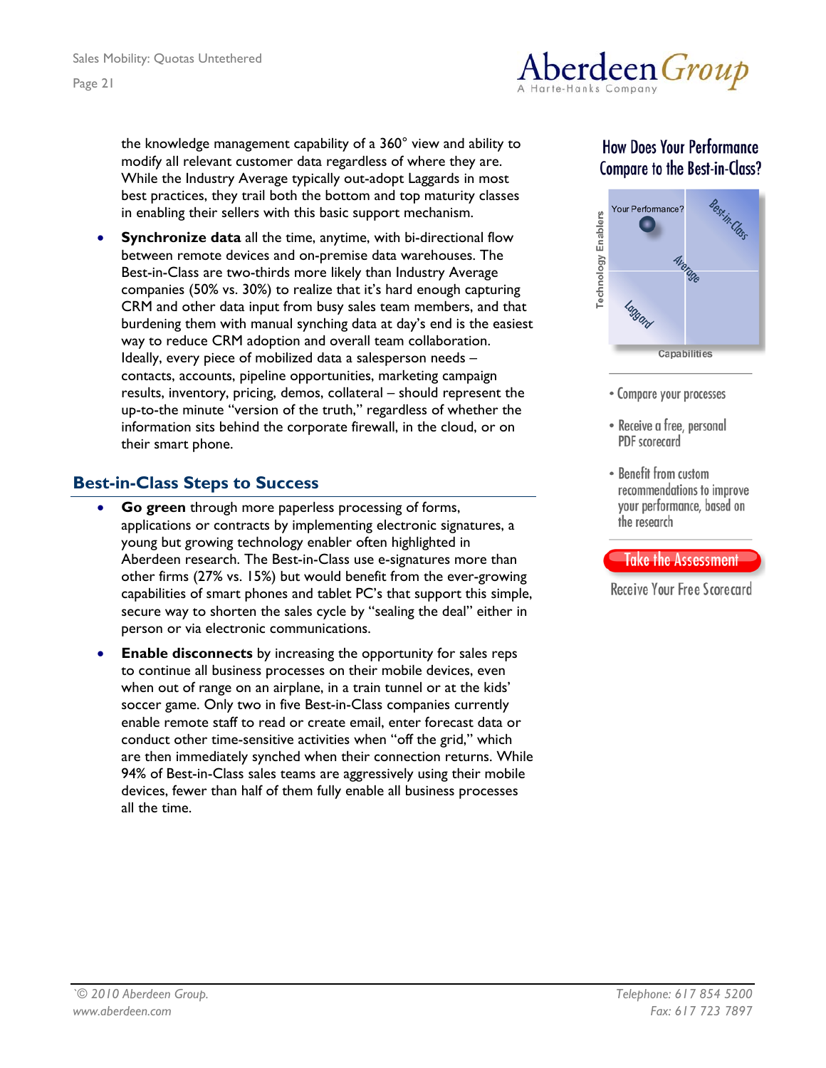the knowledge management capability of a 360° view and ability to modify all relevant customer data regardless of where they are. While the Industry Average typically out-adopt Laggards in most best practices, they trail both the bottom and top maturity classes in enabling their sellers with this basic support mechanism.

- **Synchronize data** all the time, anytime, with bi-directional flow between remote devices and on-premise data warehouses. The Best-in-Class are two-thirds more likely than Industry Average companies (50% vs. 30%) to realize that it's hard enough capturing CRM and other data input from busy sales team members, and that burdening them with manual synching data at day's end is the easiest way to reduce CRM adoption and overall team collaboration. Ideally, every piece of mobilized data a salesperson needs – contacts, accounts, pipeline opportunities, marketing campaign results, inventory, pricing, demos, collateral – should represent the up-to-the minute "version of the truth," regardless of whether the information sits behind the corporate firewall, in the cloud, or on their smart phone.

## Best-in-Class Steps to Success

- **Go green** through more paperless processing of forms, applications or contracts by implementing electronic signatures, a young but growing technology enabler often highlighted in Aberdeen research. The Best-in-Class use e-signatures more than other firms (27% vs. 15%) but would benefit from the ever-growing capabilities of smart phones and tablet PC's that support this simple, secure way to shorten the sales cycle by "sealing the deal" either in person or via electronic communications.
- **Enable disconnects** by increasing the opportunity for sales reps to continue all business processes on their mobile devices, even when out of range on an airplane, in a train tunnel or at the kids' soccer game. Only two in five Best-in-Class companies currently enable remote staff to read or create email, enter forecast data or conduct other time-sensitive activities when "off the grid," which are then immediately synched when their connection returns. While 94% of Best-in-Class sales teams are aggressively using their mobile devices, fewer than half of them fully enable all business processes all the time.

**How Does Your Performance Compare to the Best-in-Class?**

- Compare your processes
- Receive a free, personal PDF scorecard
- Benefit from custom recommendations to improve your performance, based on the research

Take the Assessment

Receive Your Free Scorecard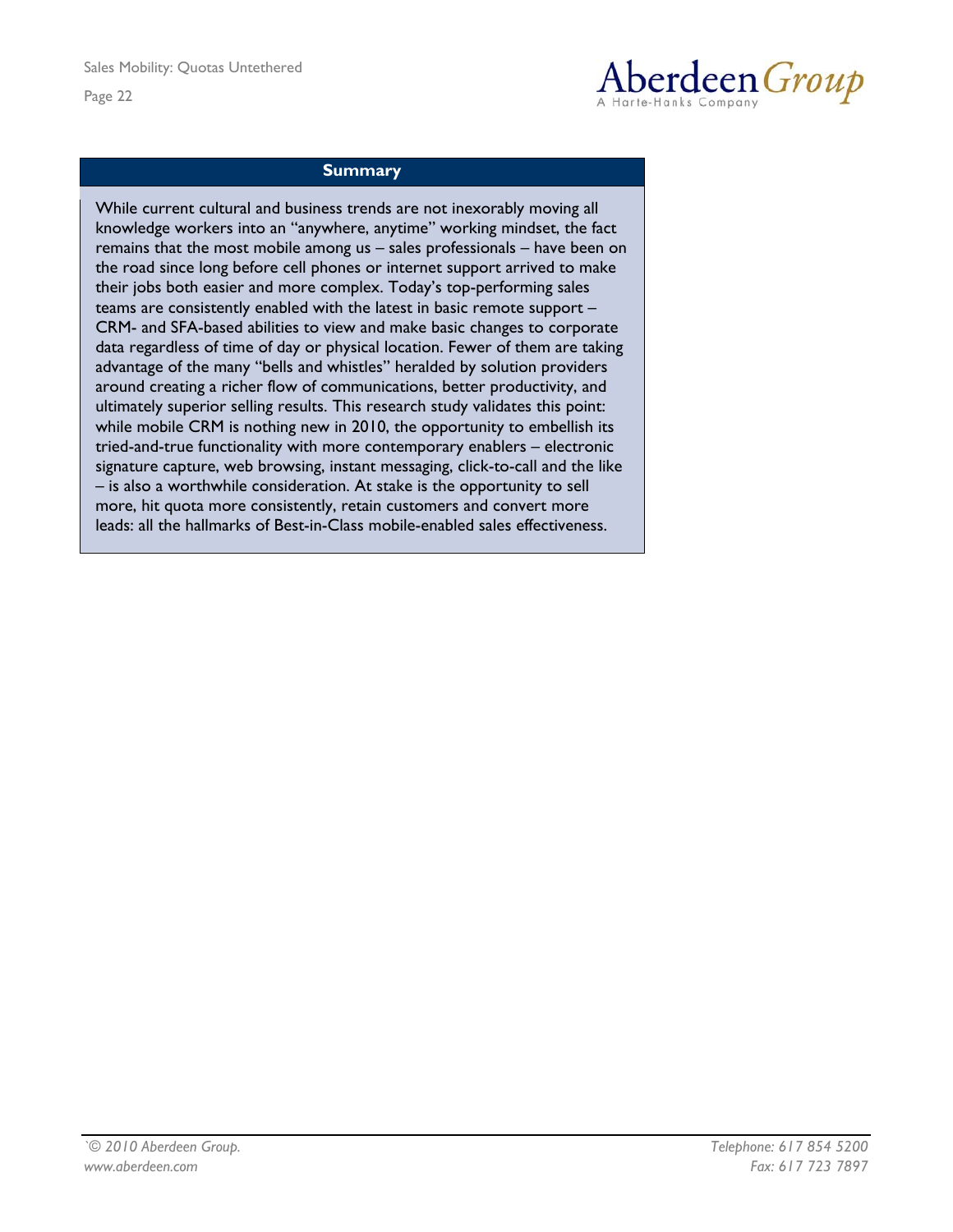## Summary

While current cultural and business trends are not inexorably moving all knowledge workers into an "anywhere, anytime" working mindset, the fact remains that the most mobile among us – sales professionals – have been on the road since long before cell phones or internet support arrived to make their jobs both easier and more complex. Today's top-performing sales teams are consistently enabled with the latest in basic remote support – CRM- and SFA-based abilities to view and make basic changes to corporate data regardless of time of day or physical location. Fewer of them are taking advantage of the many "bells and whistles" heralded by solution providers around creating a richer flow of communications, better productivity, and ultimately superior selling results. This research study validates this point: while mobile CRM is nothing new in 2010, the opportunity to embellish its tried-and-true functionality with more contemporary enablers – electronic signature capture, web browsing, instant messaging, click-to-call and the like – is also a worthwhile consideration. At stake is the opportunity to sell more, hit quota more consistently, retain customers and convert more leads: all the hallmarks of Best-in-Class mobile-enabled sales effectiveness.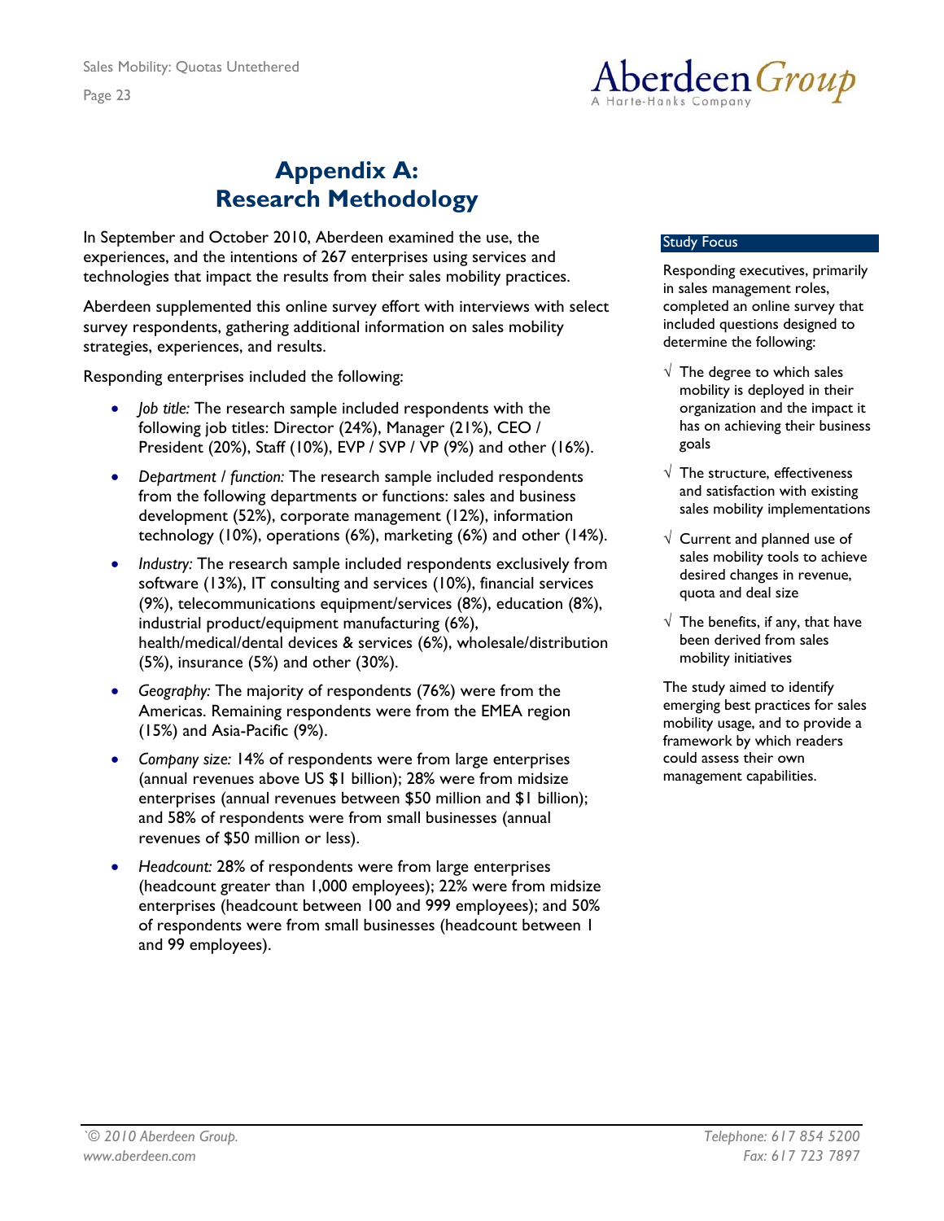# Appendix A: Research Methodology

In September and October 2010, Aberdeen examined the use, the experiences, and the intentions of 267 enterprises using services and technologies that impact the results from their sales mobility practices.

Aberdeen supplemented this online survey effort with interviews with select survey respondents, gathering additional information on sales mobility strategies, experiences, and results.

Responding enterprises included the following:

- *Job title:* The research sample included respondents with the following job titles: Director (24%), Manager (21%), CEO / President (20%), Staff (10%), EVP / SVP / VP (9%) and other (16%).
- *Department / function:* The research sample included respondents from the following departments or functions: sales and business development (52%), corporate management (12%), information technology (10%), operations (6%), marketing (6%) and other (14%).
- *Industry:* The research sample included respondents exclusively from software (13%), IT consulting and services (10%), financial services (9%), telecommunications equipment/services (8%), education (8%), industrial product/equipment manufacturing (6%), health/medical/dental devices & services (6%), wholesale/distribution (5%), insurance (5%) and other (30%).
- *Geography:* The majority of respondents (76%) were from the Americas. Remaining respondents were from the EMEA region (15%) and Asia-Pacific (9%).
- *Company size:* 14% of respondents were from large enterprises (annual revenues above US $1 billion); 28% were from midsize enterprises (annual revenues between $50 million and $1 billion); and 58% of respondents were from small businesses (annual revenues of $50 million or less).
- *Headcount:* 28% of respondents were from large enterprises (headcount greater than 1,000 employees); 22% were from midsize enterprises (headcount between 100 and 999 employees); and 50% of respondents were from small businesses (headcount between 1 and 99 employees).

**Study Focus**

Responding executives, primarily in sales management roles, completed an online survey that included questions designed to determine the following:

- √ The degree to which sales mobility is deployed in their organization and the impact it has on achieving their business goals
- √ The structure, effectiveness and satisfaction with existing sales mobility implementations
- √ Current and planned use of sales mobility tools to achieve desired changes in revenue, quota and deal size
- √ The benefits, if any, that have been derived from sales mobility initiatives

The study aimed to identify emerging best practices for sales mobility usage, and to provide a framework by which readers could assess their own management capabilities.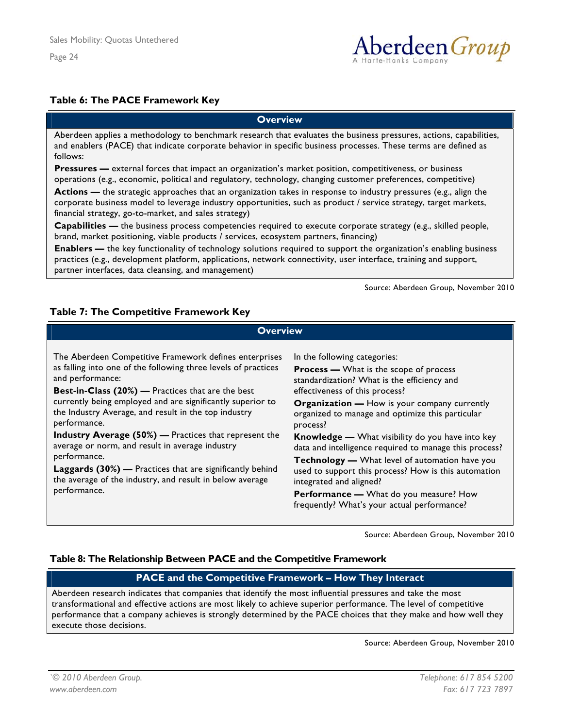### Table 6: The PACE Framework Key

| Overview |
|---|
| Aberdeen applies a methodology to benchmark research that evaluates the business pressures, actions, capabilities, and enablers (PACE) that indicate corporate behavior in specific business processes. These terms are defined as follows: |
| **Pressures —** external forces that impact an organization's market position, competitiveness, or business operations (e.g., economic, political and regulatory, technology, changing customer preferences, competitive) |
| **Actions —** the strategic approaches that an organization takes in response to industry pressures (e.g., align the corporate business model to leverage industry opportunities, such as product / service strategy, target markets, financial strategy, go-to-market, and sales strategy) |
| **Capabilities —** the business process competencies required to execute corporate strategy (e.g., skilled people, brand, market positioning, viable products / services, ecosystem partners, financing) |
| **Enablers —** the key functionality of technology solutions required to support the organization's enabling business practices (e.g., development platform, applications, network connectivity, user interface, training and support, partner interfaces, data cleansing, and management) |

Source: Aberdeen Group, November 2010

### Table 7: The Competitive Framework Key

| Overview | |
|---|---|
| The Aberdeen Competitive Framework defines enterprises as falling into one of the following three levels of practices and performance: | In the following categories: |
| **Best-in-Class (20%) —** Practices that are the best currently being employed and are significantly superior to the Industry Average, and result in the top industry performance. | **Process —** What is the scope of process standardization? What is the efficiency and effectiveness of this process? |
| **Industry Average (50%) —** Practices that represent the average or norm, and result in average industry performance. | **Organization —** How is your company currently organized to manage and optimize this particular process? |
| **Laggards (30%) —** Practices that are significantly behind the average of the industry, and result in below average performance. | **Knowledge —** What visibility do you have into key data and intelligence required to manage this process? |
| | **Technology —** What level of automation have you used to support this process? How is this automation integrated and aligned? |
| | **Performance —** What do you measure? How frequently? What's your actual performance? |

Source: Aberdeen Group, November 2010

### Table 8: The Relationship Between PACE and the Competitive Framework

| PACE and the Competitive Framework – How They Interact |
|---|
| Aberdeen research indicates that companies that identify the most influential pressures and take the most transformational and effective actions are most likely to achieve superior performance. The level of competitive performance that a company achieves is strongly determined by the PACE choices that they make and how well they execute those decisions. |

Source: Aberdeen Group, November 2010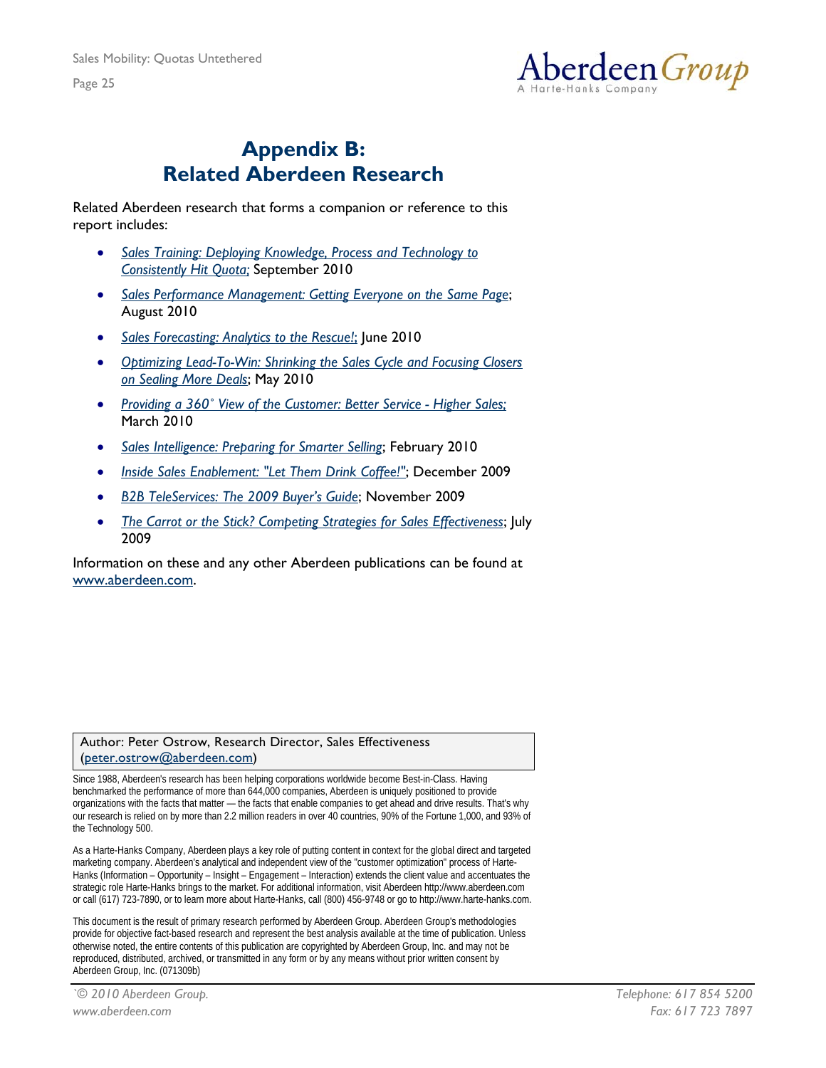# Appendix B: Related Aberdeen Research

Related Aberdeen research that forms a companion or reference to this report includes:

- *Sales Training: Deploying Knowledge, Process and Technology to Consistently Hit Quota;* September 2010
- *Sales Performance Management: Getting Everyone on the Same Page*; August 2010
- *Sales Forecasting: Analytics to the Rescue!;* June 2010
- *Optimizing Lead-To-Win: Shrinking the Sales Cycle and Focusing Closers on Sealing More Deals*; May 2010
- *Providing a 360˚ View of the Customer: Better Service - Higher Sales;* March 2010
- *Sales Intelligence: Preparing for Smarter Selling*; February 2010
- *Inside Sales Enablement: "Let Them Drink Coffee!"*; December 2009
- *B2B TeleServices: The 2009 Buyer's Guide*; November 2009
- *The Carrot or the Stick? Competing Strategies for Sales Effectiveness*; July 2009

Information on these and any other Aberdeen publications can be found at www.aberdeen.com.

Author: Peter Ostrow, Research Director, Sales Effectiveness (peter.ostrow@aberdeen.com)

Since 1988, Aberdeen's research has been helping corporations worldwide become Best-in-Class. Having benchmarked the performance of more than 644,000 companies, Aberdeen is uniquely positioned to provide organizations with the facts that matter — the facts that enable companies to get ahead and drive results. That's why our research is relied on by more than 2.2 million readers in over 40 countries, 90% of the Fortune 1,000, and 93% of the Technology 500.

As a Harte-Hanks Company, Aberdeen plays a key role of putting content in context for the global direct and targeted marketing company. Aberdeen's analytical and independent view of the "customer optimization" process of Harte-Hanks (Information – Opportunity – Insight – Engagement – Interaction) extends the client value and accentuates the strategic role Harte-Hanks brings to the market. For additional information, visit Aberdeen http://www.aberdeen.com or call (617) 723-7890, or to learn more about Harte-Hanks, call (800) 456-9748 or go to http://www.harte-hanks.com.

This document is the result of primary research performed by Aberdeen Group. Aberdeen Group's methodologies provide for objective fact-based research and represent the best analysis available at the time of publication. Unless otherwise noted, the entire contents of this publication are copyrighted by Aberdeen Group, Inc. and may not be reproduced, distributed, archived, or transmitted in any form or by any means without prior written consent by Aberdeen Group, Inc. (071309b)